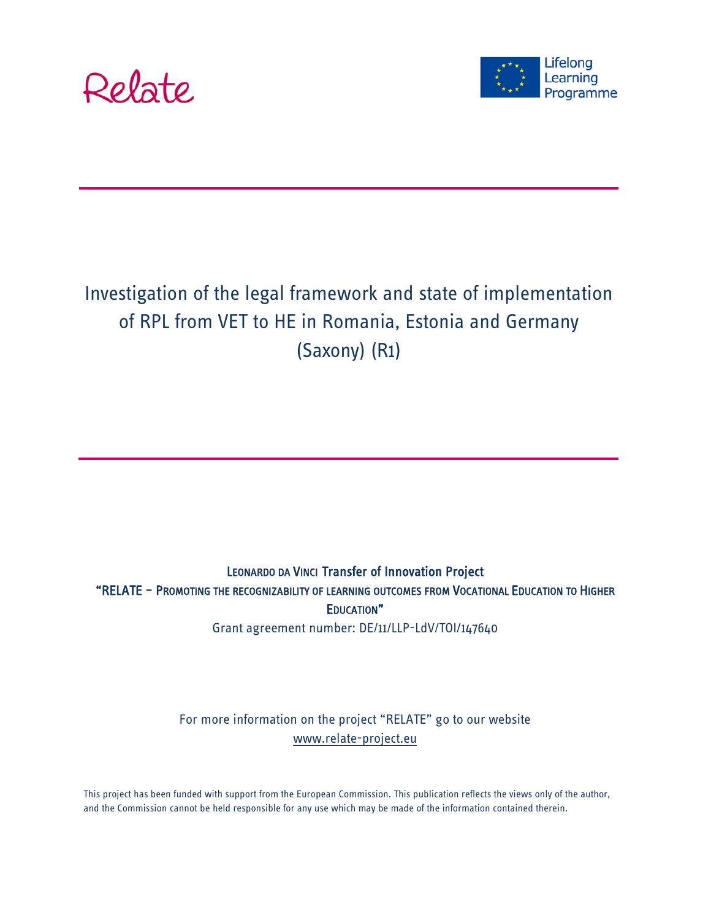Relate

Lifelong Learning Programme

# Investigation of the legal framework and state of implementation of RPL from VET to HE in Romania, Estonia and Germany (Saxony) (R1)

Leonardo da Vinci Transfer of Innovation Project

"RELATE – Promoting the recognizability of learning outcomes from Vocational Education to Higher Education"

Grant agreement number: DE/11/LLP-LdV/TOI/147640

For more information on the project "RELATE" go to our website
www.relate-project.eu

This project has been funded with support from the European Commission. This publication reflects the views only of the author, and the Commission cannot be held responsible for any use which may be made of the information contained therein.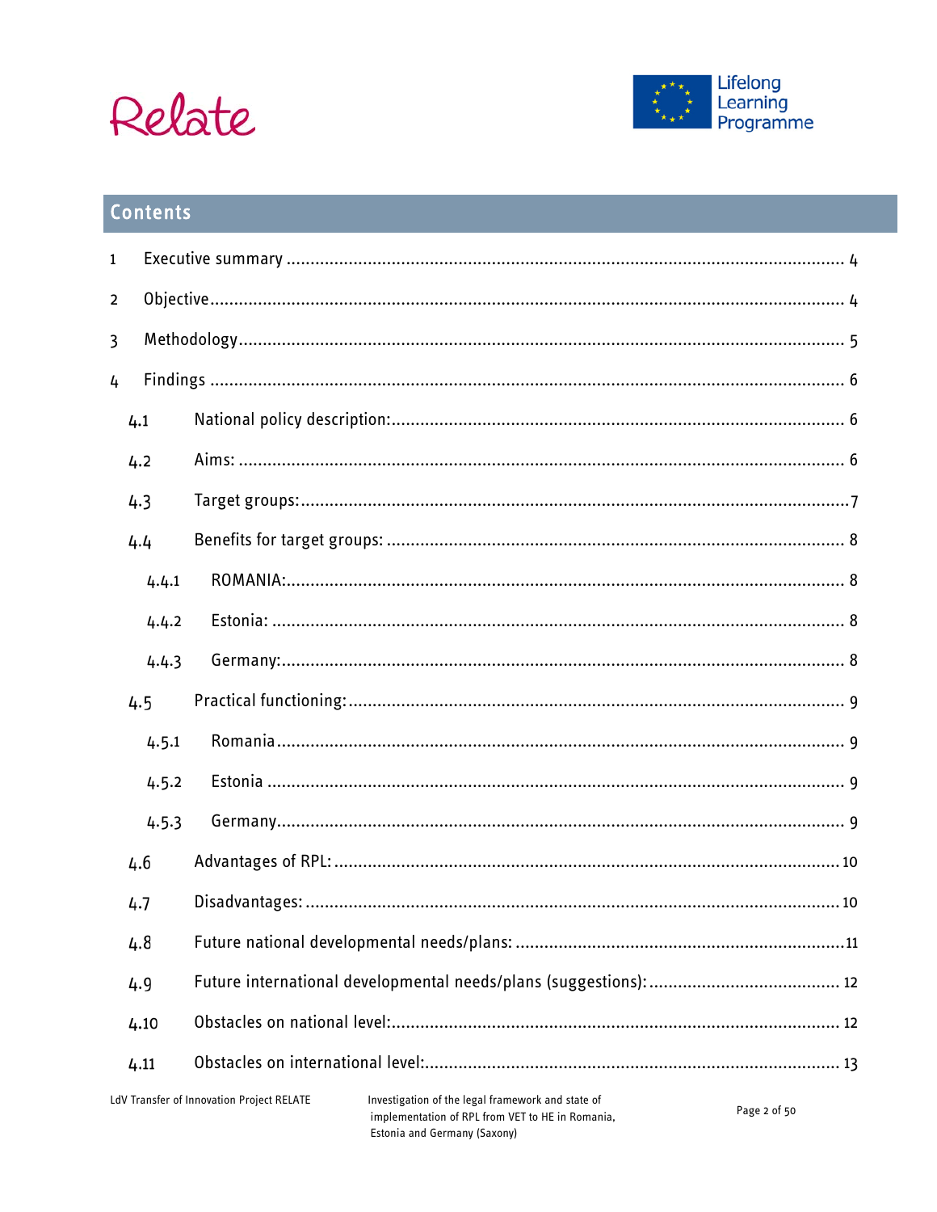## Contents

1 Executive summary .................................................................................................. 4

2 Objective .................................................................................................................. 4

3 Methodology ............................................................................................................ 5

4 Findings ................................................................................................................... 6

4.1 National policy description: ..................................................................................... 6

4.2 Aims: ......................................................................................................................... 6

4.3 Target groups: ........................................................................................................... 7

4.4 Benefits for target groups: ........................................................................................ 8

4.4.1 ROMANIA: ............................................................................................................. 8

4.4.2 Estonia: ................................................................................................................... 8

4.4.3 Germany: ................................................................................................................ 8

4.5 Practical functioning: ................................................................................................ 9

4.5.1 Romania ................................................................................................................. 9

4.5.2 Estonia ................................................................................................................... 9

4.5.3 Germany ................................................................................................................. 9

4.6 Advantages of RPL: .................................................................................................. 10

4.7 Disadvantages: ......................................................................................................... 10

4.8 Future national developmental needs/plans: ............................................................ 11

4.9 Future international developmental needs/plans (suggestions): ............................... 12

4.10 Obstacles on national level: ..................................................................................... 12

4.11 Obstacles on international level: .............................................................................. 13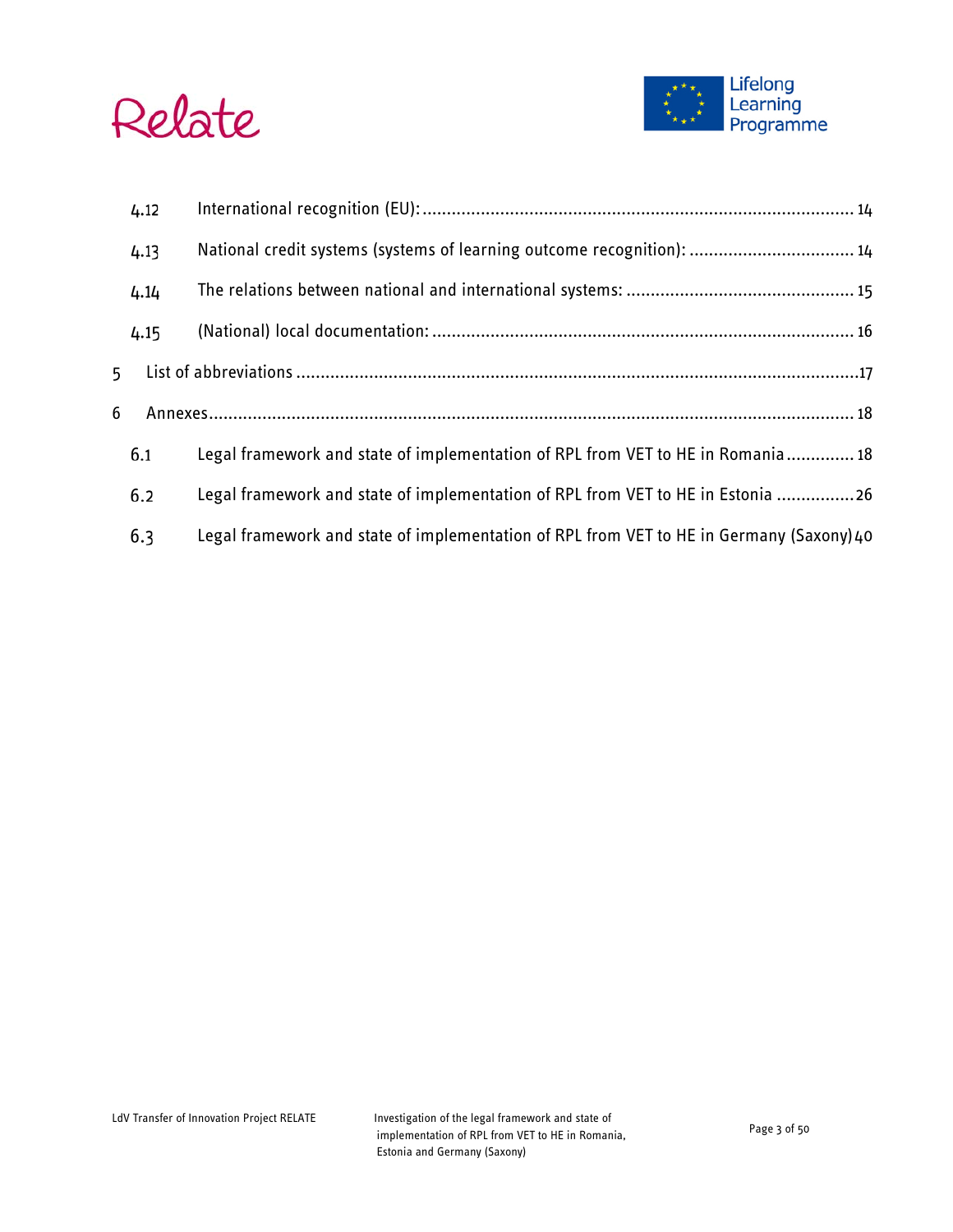4.12 International recognition (EU): ..... 14

4.13 National credit systems (systems of learning outcome recognition): ..... 14

4.14 The relations between national and international systems: ..... 15

4.15 (National) local documentation: ..... 16

5 List of abbreviations ..... 17

6 Annexes ..... 18

6.1 Legal framework and state of implementation of RPL from VET to HE in Romania ..... 18

6.2 Legal framework and state of implementation of RPL from VET to HE in Estonia ..... 26

6.3 Legal framework and state of implementation of RPL from VET to HE in Germany (Saxony) 40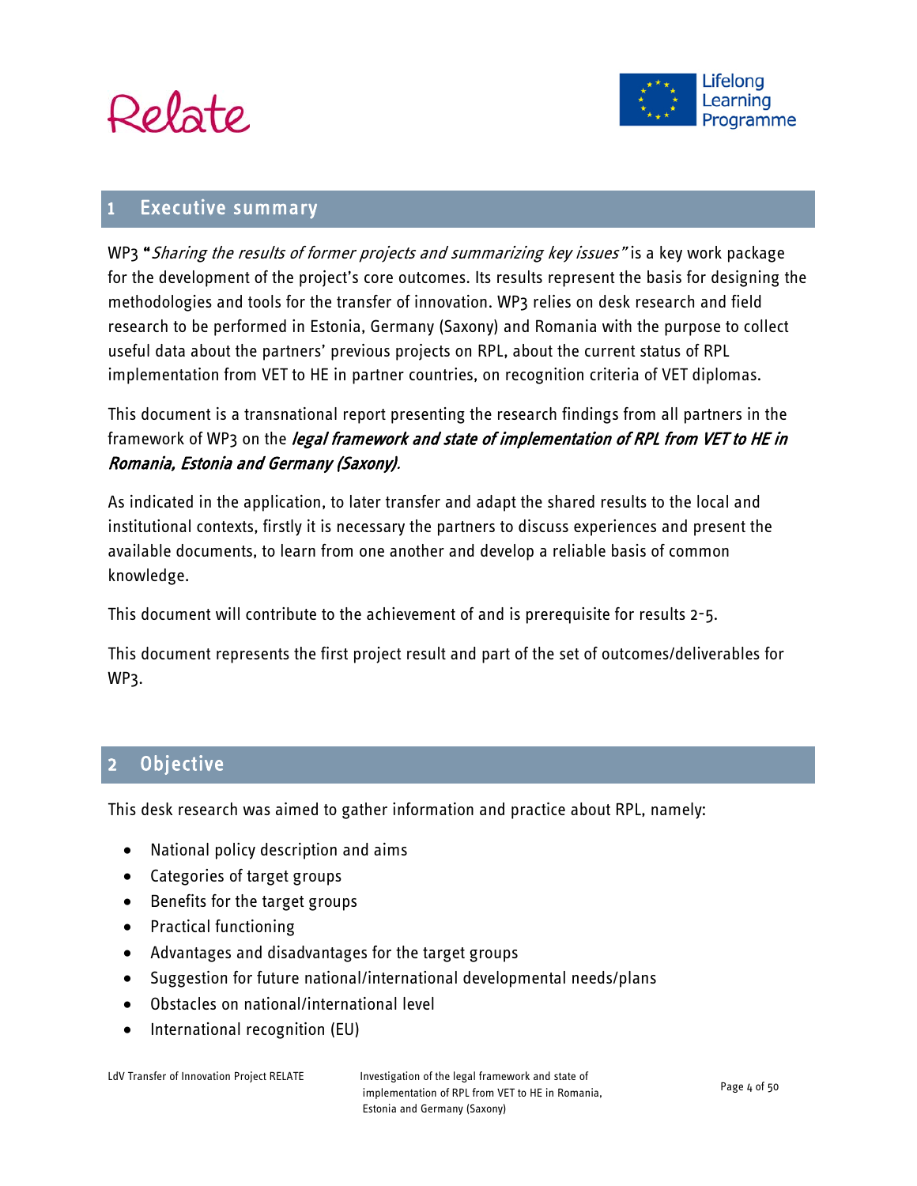# 1 Executive summary

WP3 "*Sharing the results of former projects and summarizing key issues"* is a key work package for the development of the project's core outcomes. Its results represent the basis for designing the methodologies and tools for the transfer of innovation. WP3 relies on desk research and field research to be performed in Estonia, Germany (Saxony) and Romania with the purpose to collect useful data about the partners' previous projects on RPL, about the current status of RPL implementation from VET to HE in partner countries, on recognition criteria of VET diplomas.

This document is a transnational report presenting the research findings from all partners in the framework of WP3 on the ***legal framework and state of implementation of RPL from VET to HE in Romania, Estonia and Germany (Saxony)***.

As indicated in the application, to later transfer and adapt the shared results to the local and institutional contexts, firstly it is necessary the partners to discuss experiences and present the available documents, to learn from one another and develop a reliable basis of common knowledge.

This document will contribute to the achievement of and is prerequisite for results 2-5.

This document represents the first project result and part of the set of outcomes/deliverables for WP3.

# 2 Objective

This desk research was aimed to gather information and practice about RPL, namely:

- National policy description and aims
- Categories of target groups
- Benefits for the target groups
- Practical functioning
- Advantages and disadvantages for the target groups
- Suggestion for future national/international developmental needs/plans
- Obstacles on national/international level
- International recognition (EU)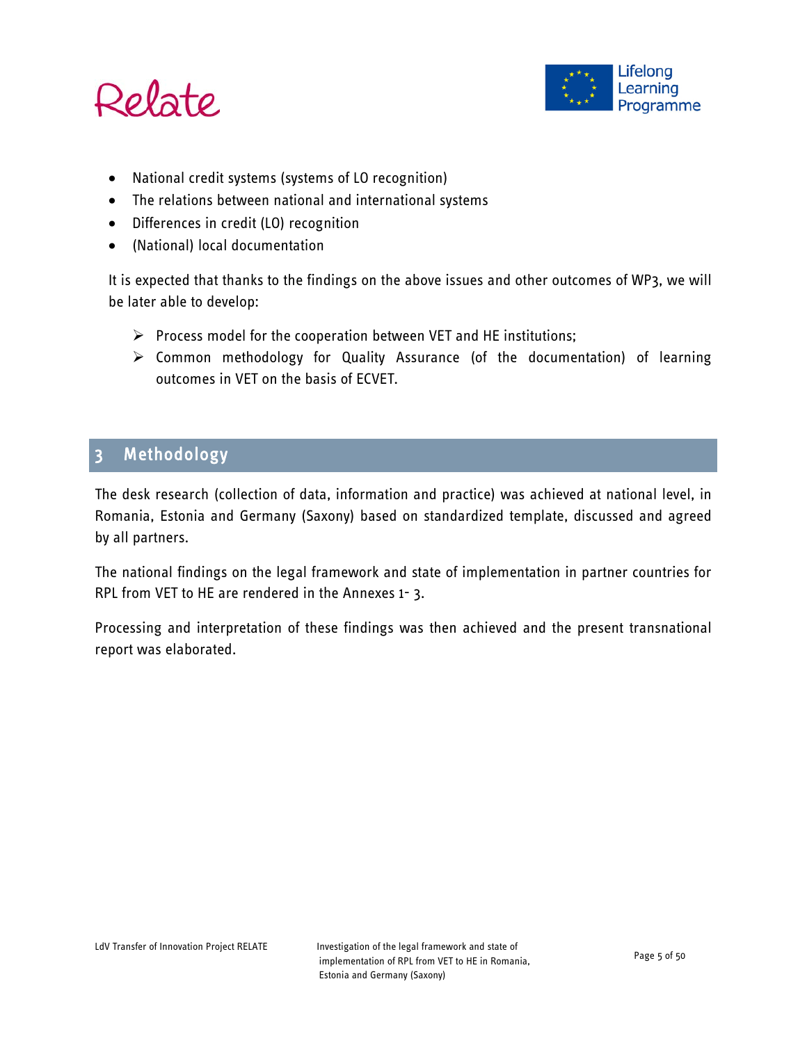- National credit systems (systems of LO recognition)
- The relations between national and international systems
- Differences in credit (LO) recognition
- (National) local documentation

It is expected that thanks to the findings on the above issues and other outcomes of WP3, we will be later able to develop:

- Process model for the cooperation between VET and HE institutions;
- Common methodology for Quality Assurance (of the documentation) of learning outcomes in VET on the basis of ECVET.

## 3 Methodology

The desk research (collection of data, information and practice) was achieved at national level, in Romania, Estonia and Germany (Saxony) based on standardized template, discussed and agreed by all partners.

The national findings on the legal framework and state of implementation in partner countries for RPL from VET to HE are rendered in the Annexes 1- 3.

Processing and interpretation of these findings was then achieved and the present transnational report was elaborated.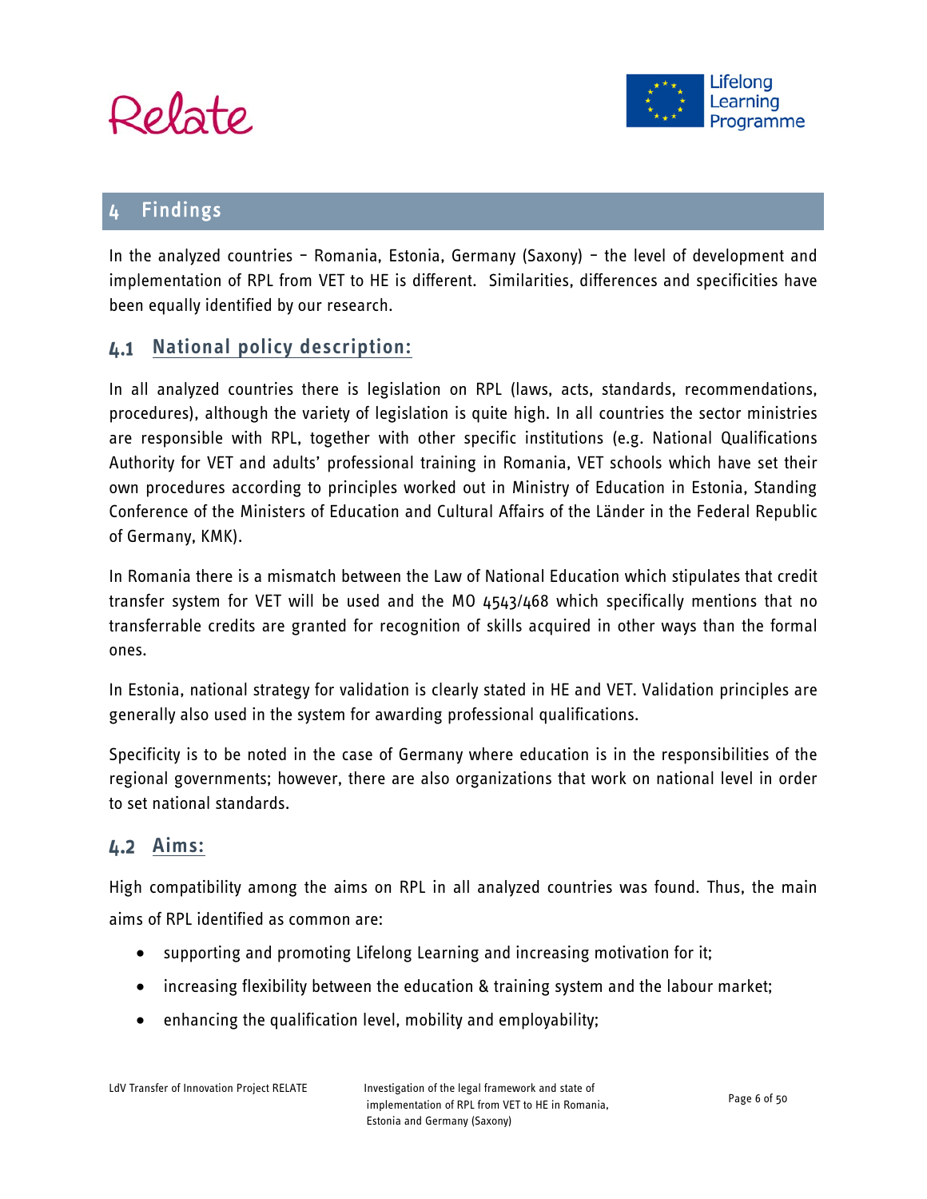# 4 Findings

In the analyzed countries – Romania, Estonia, Germany (Saxony) – the level of development and implementation of RPL from VET to HE is different. Similarities, differences and specificities have been equally identified by our research.

## 4.1 National policy description:

In all analyzed countries there is legislation on RPL (laws, acts, standards, recommendations, procedures), although the variety of legislation is quite high. In all countries the sector ministries are responsible with RPL, together with other specific institutions (e.g. National Qualifications Authority for VET and adults' professional training in Romania, VET schools which have set their own procedures according to principles worked out in Ministry of Education in Estonia, Standing Conference of the Ministers of Education and Cultural Affairs of the Länder in the Federal Republic of Germany, KMK).

In Romania there is a mismatch between the Law of National Education which stipulates that credit transfer system for VET will be used and the MO 4543/468 which specifically mentions that no transferrable credits are granted for recognition of skills acquired in other ways than the formal ones.

In Estonia, national strategy for validation is clearly stated in HE and VET. Validation principles are generally also used in the system for awarding professional qualifications.

Specificity is to be noted in the case of Germany where education is in the responsibilities of the regional governments; however, there are also organizations that work on national level in order to set national standards.

## 4.2 Aims:

High compatibility among the aims on RPL in all analyzed countries was found. Thus, the main aims of RPL identified as common are:

- supporting and promoting Lifelong Learning and increasing motivation for it;
- increasing flexibility between the education & training system and the labour market;
- enhancing the qualification level, mobility and employability;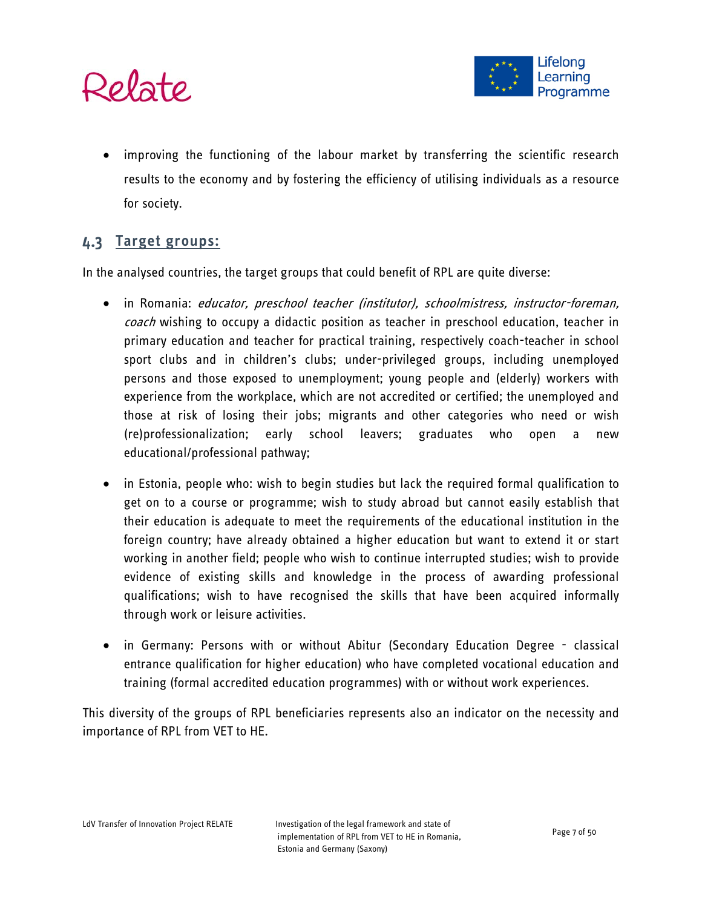- improving the functioning of the labour market by transferring the scientific research results to the economy and by fostering the efficiency of utilising individuals as a resource for society.

## 4.3 Target groups:

In the analysed countries, the target groups that could benefit of RPL are quite diverse:

- in Romania: *educator, preschool teacher (institutor), schoolmistress, instructor-foreman, coach* wishing to occupy a didactic position as teacher in preschool education, teacher in primary education and teacher for practical training, respectively coach-teacher in school sport clubs and in children's clubs; under-privileged groups, including unemployed persons and those exposed to unemployment; young people and (elderly) workers with experience from the workplace, which are not accredited or certified; the unemployed and those at risk of losing their jobs; migrants and other categories who need or wish (re)professionalization; early school leavers; graduates who open a new educational/professional pathway;
- in Estonia, people who: wish to begin studies but lack the required formal qualification to get on to a course or programme; wish to study abroad but cannot easily establish that their education is adequate to meet the requirements of the educational institution in the foreign country; have already obtained a higher education but want to extend it or start working in another field; people who wish to continue interrupted studies; wish to provide evidence of existing skills and knowledge in the process of awarding professional qualifications; wish to have recognised the skills that have been acquired informally through work or leisure activities.
- in Germany: Persons with or without Abitur (Secondary Education Degree - classical entrance qualification for higher education) who have completed vocational education and training (formal accredited education programmes) with or without work experiences.

This diversity of the groups of RPL beneficiaries represents also an indicator on the necessity and importance of RPL from VET to HE.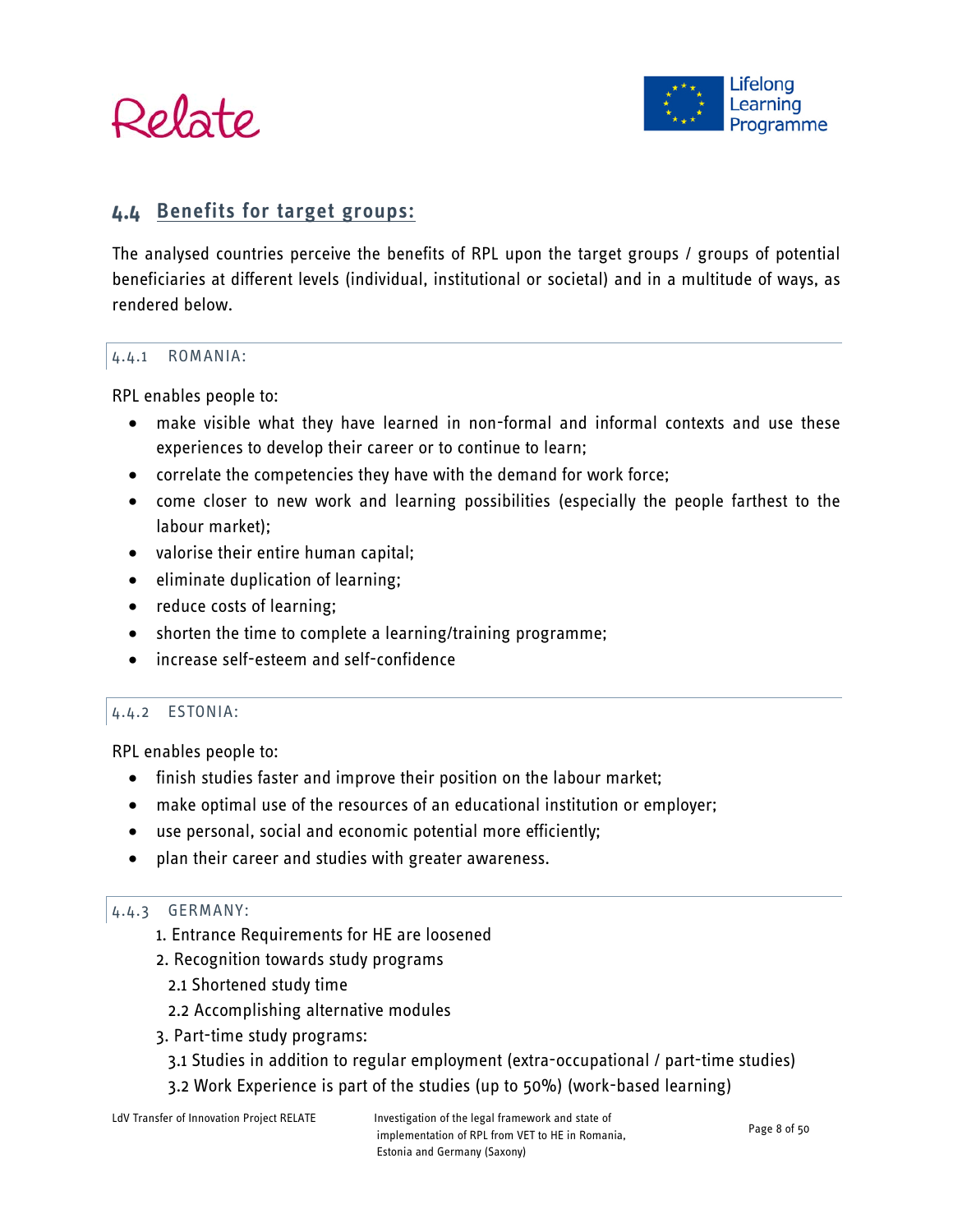## 4.4 Benefits for target groups:

The analysed countries perceive the benefits of RPL upon the target groups / groups of potential beneficiaries at different levels (individual, institutional or societal) and in a multitude of ways, as rendered below.

### 4.4.1 ROMANIA:

RPL enables people to:

- make visible what they have learned in non-formal and informal contexts and use these experiences to develop their career or to continue to learn;
- correlate the competencies they have with the demand for work force;
- come closer to new work and learning possibilities (especially the people farthest to the labour market);
- valorise their entire human capital;
- eliminate duplication of learning;
- reduce costs of learning;
- shorten the time to complete a learning/training programme;
- increase self-esteem and self-confidence

### 4.4.2 ESTONIA:

RPL enables people to:

- finish studies faster and improve their position on the labour market;
- make optimal use of the resources of an educational institution or employer;
- use personal, social and economic potential more efficiently;
- plan their career and studies with greater awareness.

### 4.4.3 GERMANY:

1. Entrance Requirements for HE are loosened
2. Recognition towards study programs
   - 2.1 Shortened study time
   - 2.2 Accomplishing alternative modules
3. Part-time study programs:
   - 3.1 Studies in addition to regular employment (extra-occupational / part-time studies)
   - 3.2 Work Experience is part of the studies (up to 50%) (work-based learning)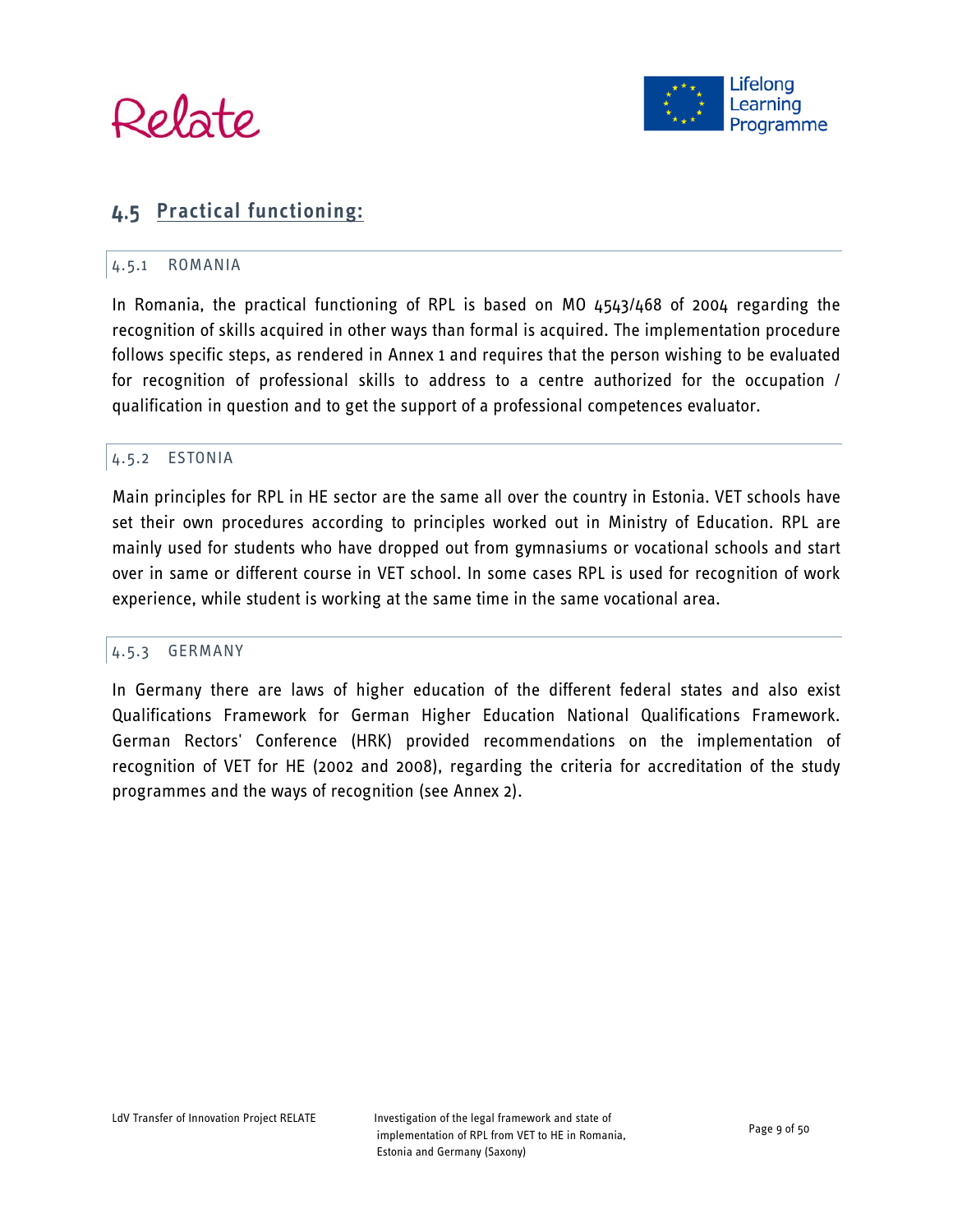## 4.5 Practical functioning:

### 4.5.1 ROMANIA

In Romania, the practical functioning of RPL is based on MO 4543/468 of 2004 regarding the recognition of skills acquired in other ways than formal is acquired. The implementation procedure follows specific steps, as rendered in Annex 1 and requires that the person wishing to be evaluated for recognition of professional skills to address to a centre authorized for the occupation / qualification in question and to get the support of a professional competences evaluator.

### 4.5.2 ESTONIA

Main principles for RPL in HE sector are the same all over the country in Estonia. VET schools have set their own procedures according to principles worked out in Ministry of Education. RPL are mainly used for students who have dropped out from gymnasiums or vocational schools and start over in same or different course in VET school. In some cases RPL is used for recognition of work experience, while student is working at the same time in the same vocational area.

### 4.5.3 GERMANY

In Germany there are laws of higher education of the different federal states and also exist Qualifications Framework for German Higher Education National Qualifications Framework. German Rectors' Conference (HRK) provided recommendations on the implementation of recognition of VET for HE (2002 and 2008), regarding the criteria for accreditation of the study programmes and the ways of recognition (see Annex 2).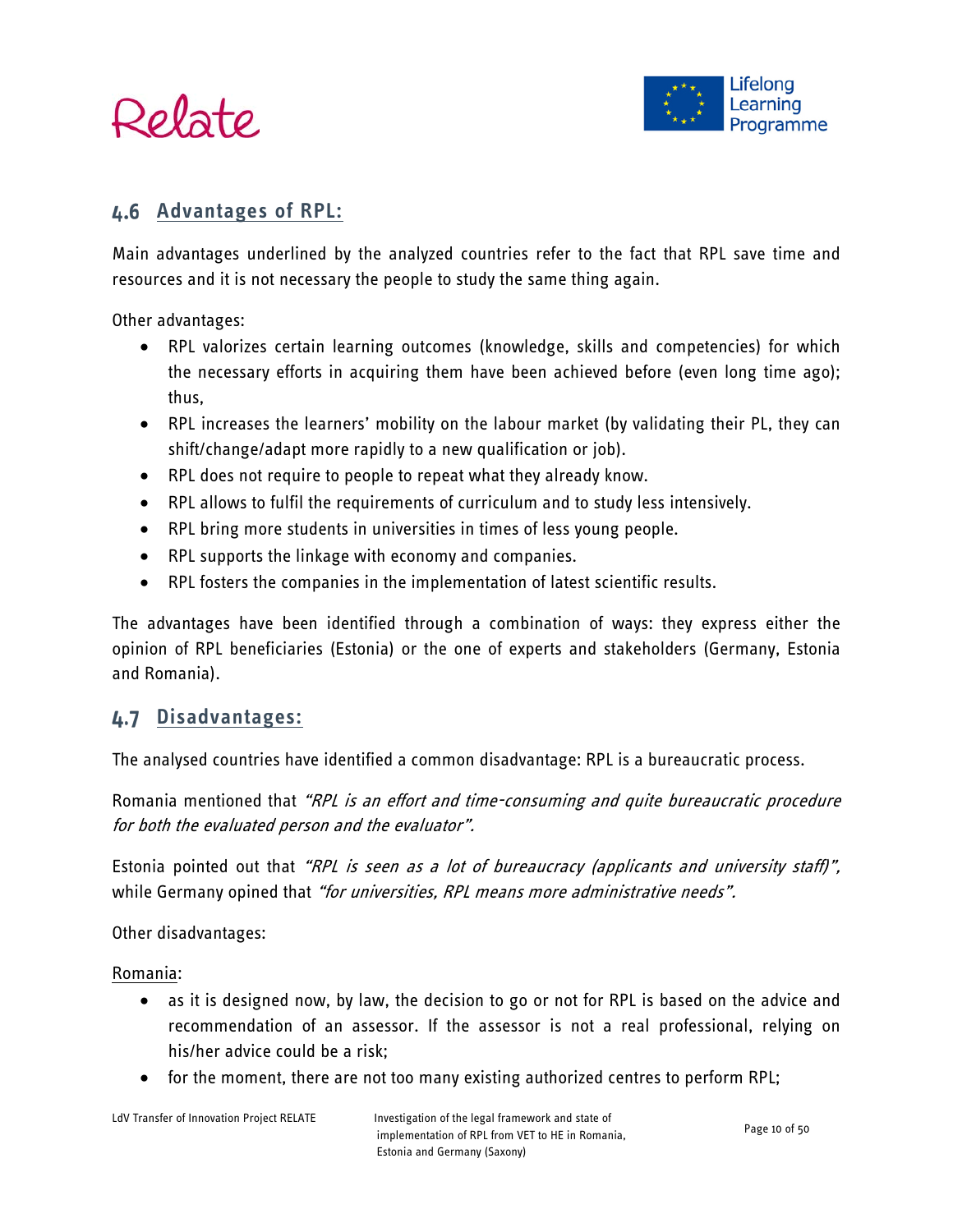## 4.6 Advantages of RPL:

Main advantages underlined by the analyzed countries refer to the fact that RPL save time and resources and it is not necessary the people to study the same thing again.

Other advantages:

- RPL valorizes certain learning outcomes (knowledge, skills and competencies) for which the necessary efforts in acquiring them have been achieved before (even long time ago); thus,
- RPL increases the learners' mobility on the labour market (by validating their PL, they can shift/change/adapt more rapidly to a new qualification or job).
- RPL does not require to people to repeat what they already know.
- RPL allows to fulfil the requirements of curriculum and to study less intensively.
- RPL bring more students in universities in times of less young people.
- RPL supports the linkage with economy and companies.
- RPL fosters the companies in the implementation of latest scientific results.

The advantages have been identified through a combination of ways: they express either the opinion of RPL beneficiaries (Estonia) or the one of experts and stakeholders (Germany, Estonia and Romania).

## 4.7 Disadvantages:

The analysed countries have identified a common disadvantage: RPL is a bureaucratic process.

Romania mentioned that *"RPL is an effort and time-consuming and quite bureaucratic procedure for both the evaluated person and the evaluator".*

Estonia pointed out that *"RPL is seen as a lot of bureaucracy (applicants and university staff)",* while Germany opined that *"for universities, RPL means more administrative needs".*

Other disadvantages:

Romania:

- as it is designed now, by law, the decision to go or not for RPL is based on the advice and recommendation of an assessor. If the assessor is not a real professional, relying on his/her advice could be a risk;
- for the moment, there are not too many existing authorized centres to perform RPL;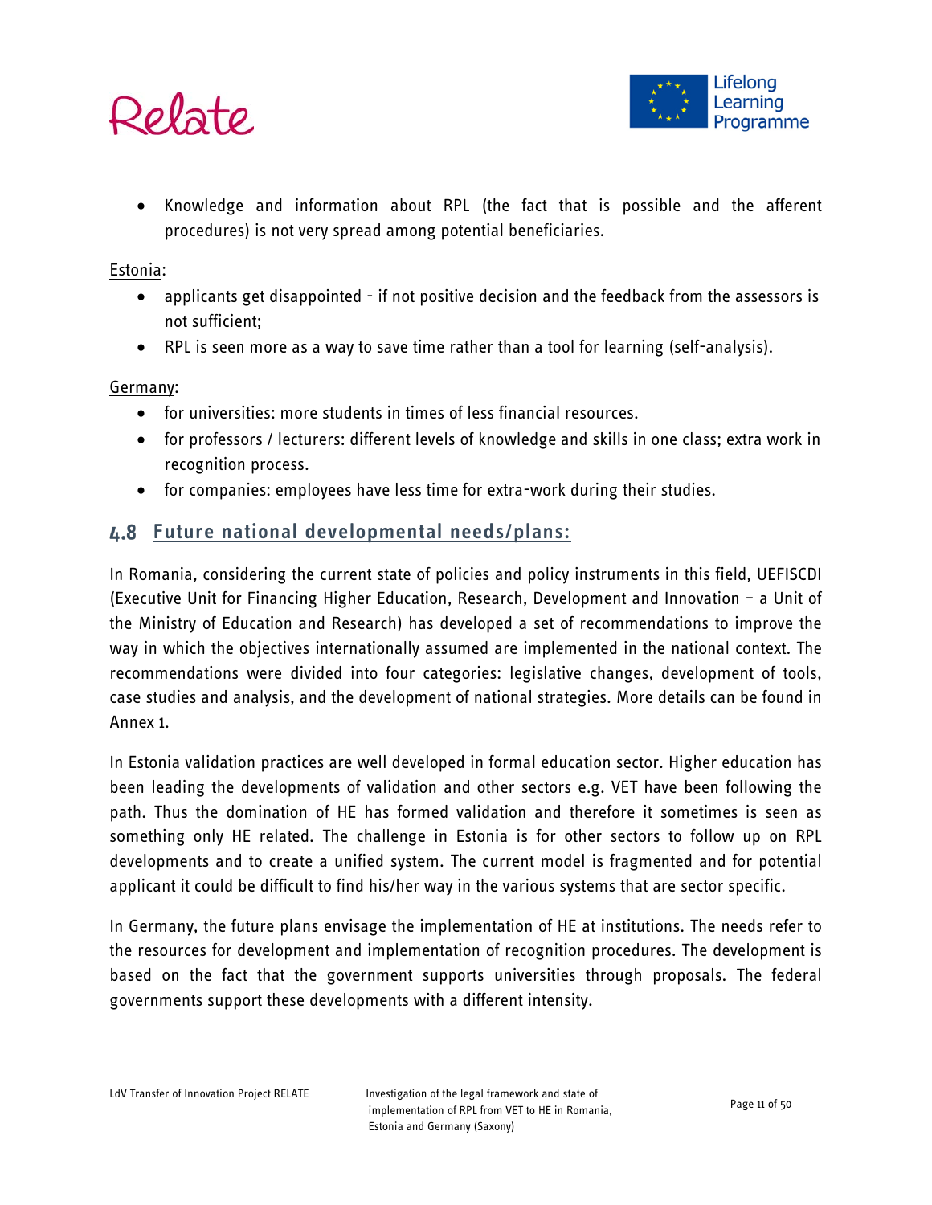- Knowledge and information about RPL (the fact that is possible and the afferent procedures) is not very spread among potential beneficiaries.

Estonia:

- applicants get disappointed - if not positive decision and the feedback from the assessors is not sufficient;
- RPL is seen more as a way to save time rather than a tool for learning (self-analysis).

Germany:

- for universities: more students in times of less financial resources.
- for professors / lecturers: different levels of knowledge and skills in one class; extra work in recognition process.
- for companies: employees have less time for extra-work during their studies.

## 4.8 Future national developmental needs/plans:

In Romania, considering the current state of policies and policy instruments in this field, UEFISCDI (Executive Unit for Financing Higher Education, Research, Development and Innovation – a Unit of the Ministry of Education and Research) has developed a set of recommendations to improve the way in which the objectives internationally assumed are implemented in the national context. The recommendations were divided into four categories: legislative changes, development of tools, case studies and analysis, and the development of national strategies. More details can be found in Annex 1.

In Estonia validation practices are well developed in formal education sector. Higher education has been leading the developments of validation and other sectors e.g. VET have been following the path. Thus the domination of HE has formed validation and therefore it sometimes is seen as something only HE related. The challenge in Estonia is for other sectors to follow up on RPL developments and to create a unified system. The current model is fragmented and for potential applicant it could be difficult to find his/her way in the various systems that are sector specific.

In Germany, the future plans envisage the implementation of HE at institutions. The needs refer to the resources for development and implementation of recognition procedures. The development is based on the fact that the government supports universities through proposals. The federal governments support these developments with a different intensity.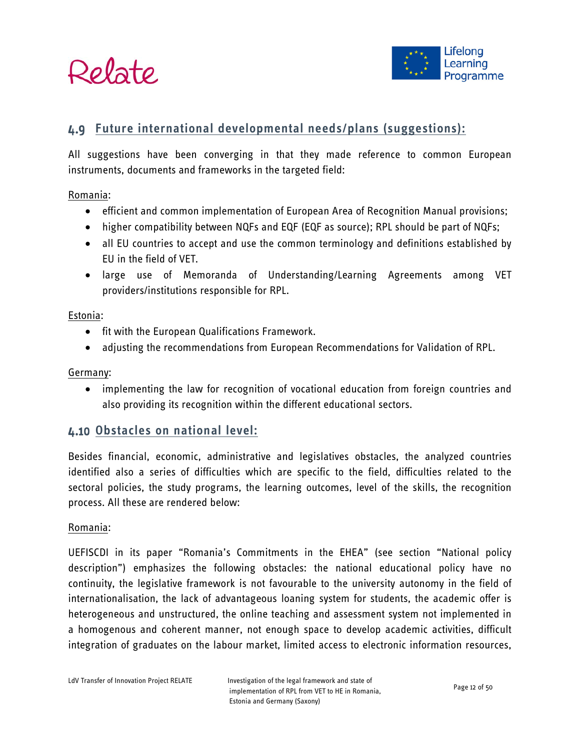## 4.9 Future international developmental needs/plans (suggestions):

All suggestions have been converging in that they made reference to common European instruments, documents and frameworks in the targeted field:

Romania:

- efficient and common implementation of European Area of Recognition Manual provisions;
- higher compatibility between NQFs and EQF (EQF as source); RPL should be part of NQFs;
- all EU countries to accept and use the common terminology and definitions established by EU in the field of VET.
- large use of Memoranda of Understanding/Learning Agreements among VET providers/institutions responsible for RPL.

Estonia:

- fit with the European Qualifications Framework.
- adjusting the recommendations from European Recommendations for Validation of RPL.

Germany:

- implementing the law for recognition of vocational education from foreign countries and also providing its recognition within the different educational sectors.

## 4.10 Obstacles on national level:

Besides financial, economic, administrative and legislatives obstacles, the analyzed countries identified also a series of difficulties which are specific to the field, difficulties related to the sectoral policies, the study programs, the learning outcomes, level of the skills, the recognition process. All these are rendered below:

Romania:

UEFISCDI in its paper "Romania's Commitments in the EHEA" (see section "National policy description") emphasizes the following obstacles: the national educational policy have no continuity, the legislative framework is not favourable to the university autonomy in the field of internationalisation, the lack of advantageous loaning system for students, the academic offer is heterogeneous and unstructured, the online teaching and assessment system not implemented in a homogenous and coherent manner, not enough space to develop academic activities, difficult integration of graduates on the labour market, limited access to electronic information resources,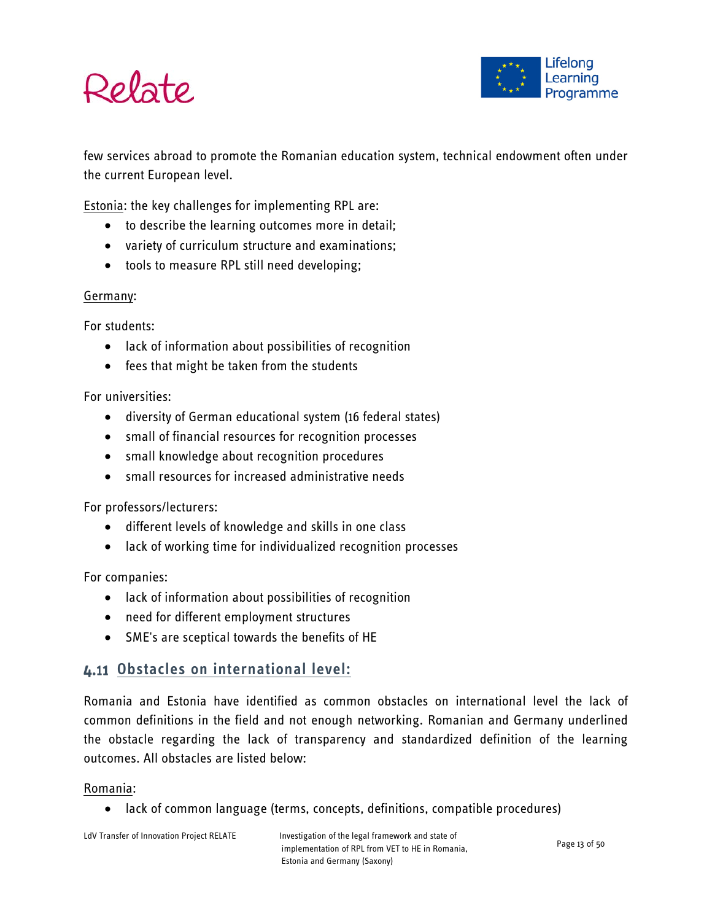few services abroad to promote the Romanian education system, technical endowment often under the current European level.

Estonia: the key challenges for implementing RPL are:

- to describe the learning outcomes more in detail;
- variety of curriculum structure and examinations;
- tools to measure RPL still need developing;

Germany:

For students:

- lack of information about possibilities of recognition
- fees that might be taken from the students

For universities:

- diversity of German educational system (16 federal states)
- small of financial resources for recognition processes
- small knowledge about recognition procedures
- small resources for increased administrative needs

For professors/lecturers:

- different levels of knowledge and skills in one class
- lack of working time for individualized recognition processes

For companies:

- lack of information about possibilities of recognition
- need for different employment structures
- SME's are sceptical towards the benefits of HE

## 4.11 Obstacles on international level:

Romania and Estonia have identified as common obstacles on international level the lack of common definitions in the field and not enough networking. Romanian and Germany underlined the obstacle regarding the lack of transparency and standardized definition of the learning outcomes. All obstacles are listed below:

Romania:

- lack of common language (terms, concepts, definitions, compatible procedures)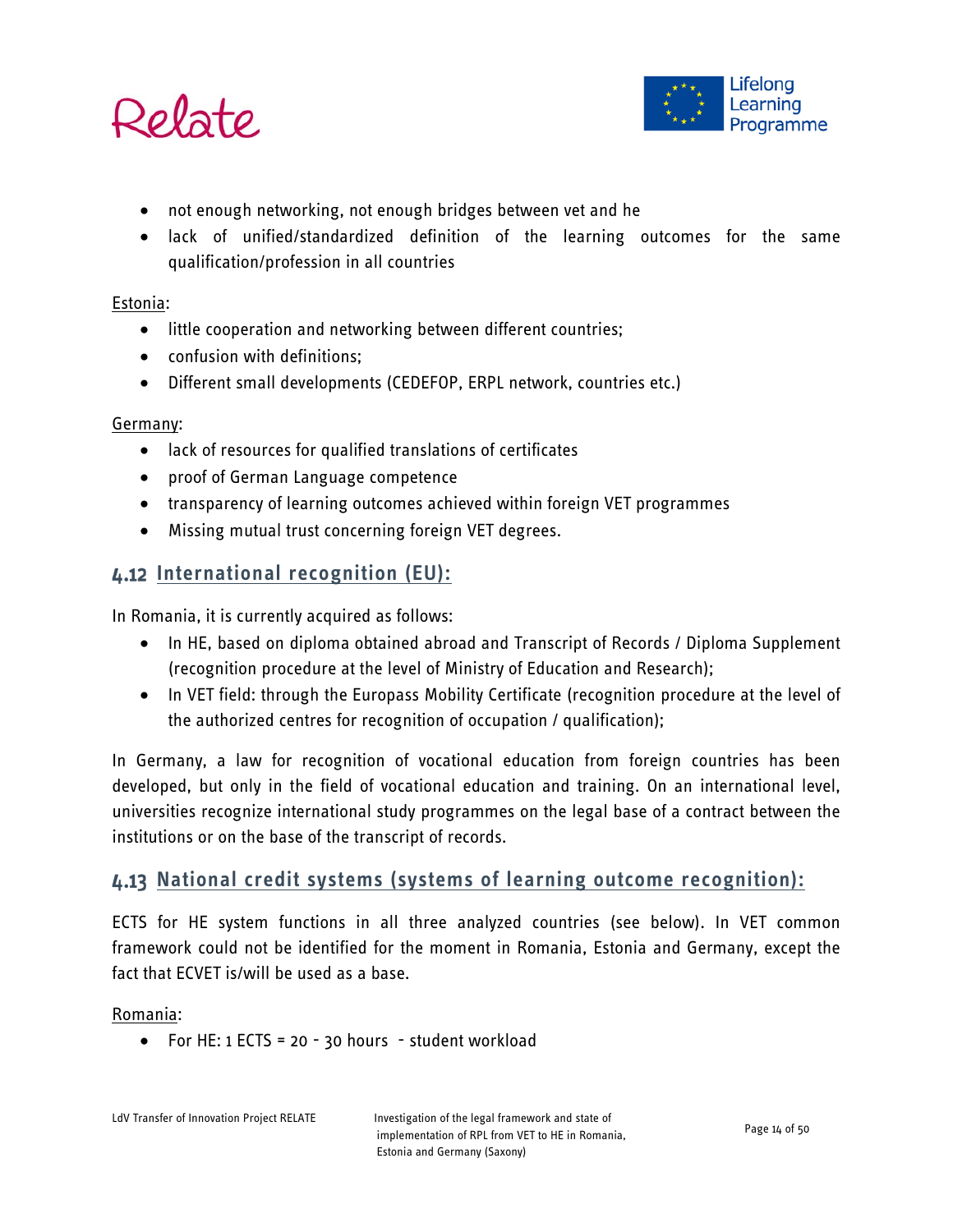- not enough networking, not enough bridges between vet and he
- lack of unified/standardized definition of the learning outcomes for the same qualification/profession in all countries

Estonia:

- little cooperation and networking between different countries;
- confusion with definitions;
- Different small developments (CEDEFOP, ERPL network, countries etc.)

Germany:

- lack of resources for qualified translations of certificates
- proof of German Language competence
- transparency of learning outcomes achieved within foreign VET programmes
- Missing mutual trust concerning foreign VET degrees.

## 4.12 International recognition (EU):

In Romania, it is currently acquired as follows:

- In HE, based on diploma obtained abroad and Transcript of Records / Diploma Supplement (recognition procedure at the level of Ministry of Education and Research);
- In VET field: through the Europass Mobility Certificate (recognition procedure at the level of the authorized centres for recognition of occupation / qualification);

In Germany, a law for recognition of vocational education from foreign countries has been developed, but only in the field of vocational education and training. On an international level, universities recognize international study programmes on the legal base of a contract between the institutions or on the base of the transcript of records.

## 4.13 National credit systems (systems of learning outcome recognition):

ECTS for HE system functions in all three analyzed countries (see below). In VET common framework could not be identified for the moment in Romania, Estonia and Germany, except the fact that ECVET is/will be used as a base.

Romania:

- For HE: 1 ECTS = 20 - 30 hours - student workload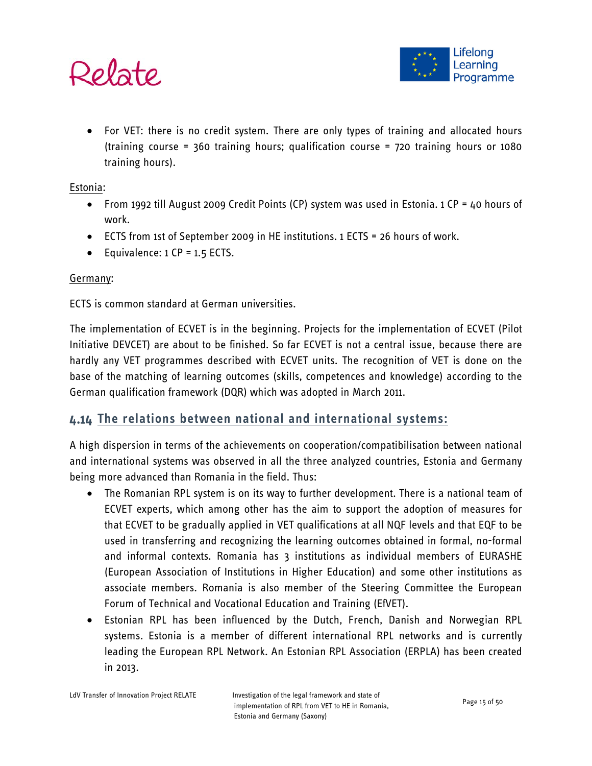- For VET: there is no credit system. There are only types of training and allocated hours (training course = 360 training hours; qualification course = 720 training hours or 1080 training hours).

Estonia:

- From 1992 till August 2009 Credit Points (CP) system was used in Estonia. 1 CP = 40 hours of work.
- ECTS from 1st of September 2009 in HE institutions. 1 ECTS = 26 hours of work.
- Equivalence: 1 CP = 1.5 ECTS.

Germany:

ECTS is common standard at German universities.

The implementation of ECVET is in the beginning. Projects for the implementation of ECVET (Pilot Initiative DEVCET) are about to be finished. So far ECVET is not a central issue, because there are hardly any VET programmes described with ECVET units. The recognition of VET is done on the base of the matching of learning outcomes (skills, competences and knowledge) according to the German qualification framework (DQR) which was adopted in March 2011.

## 4.14 The relations between national and international systems:

A high dispersion in terms of the achievements on cooperation/compatibilisation between national and international systems was observed in all the three analyzed countries, Estonia and Germany being more advanced than Romania in the field. Thus:

- The Romanian RPL system is on its way to further development. There is a national team of ECVET experts, which among other has the aim to support the adoption of measures for that ECVET to be gradually applied in VET qualifications at all NQF levels and that EQF to be used in transferring and recognizing the learning outcomes obtained in formal, no-formal and informal contexts. Romania has 3 institutions as individual members of EURASHE (European Association of Institutions in Higher Education) and some other institutions as associate members. Romania is also member of the Steering Committee the European Forum of Technical and Vocational Education and Training (EfVET).
- Estonian RPL has been influenced by the Dutch, French, Danish and Norwegian RPL systems. Estonia is a member of different international RPL networks and is currently leading the European RPL Network. An Estonian RPL Association (ERPLA) has been created in 2013.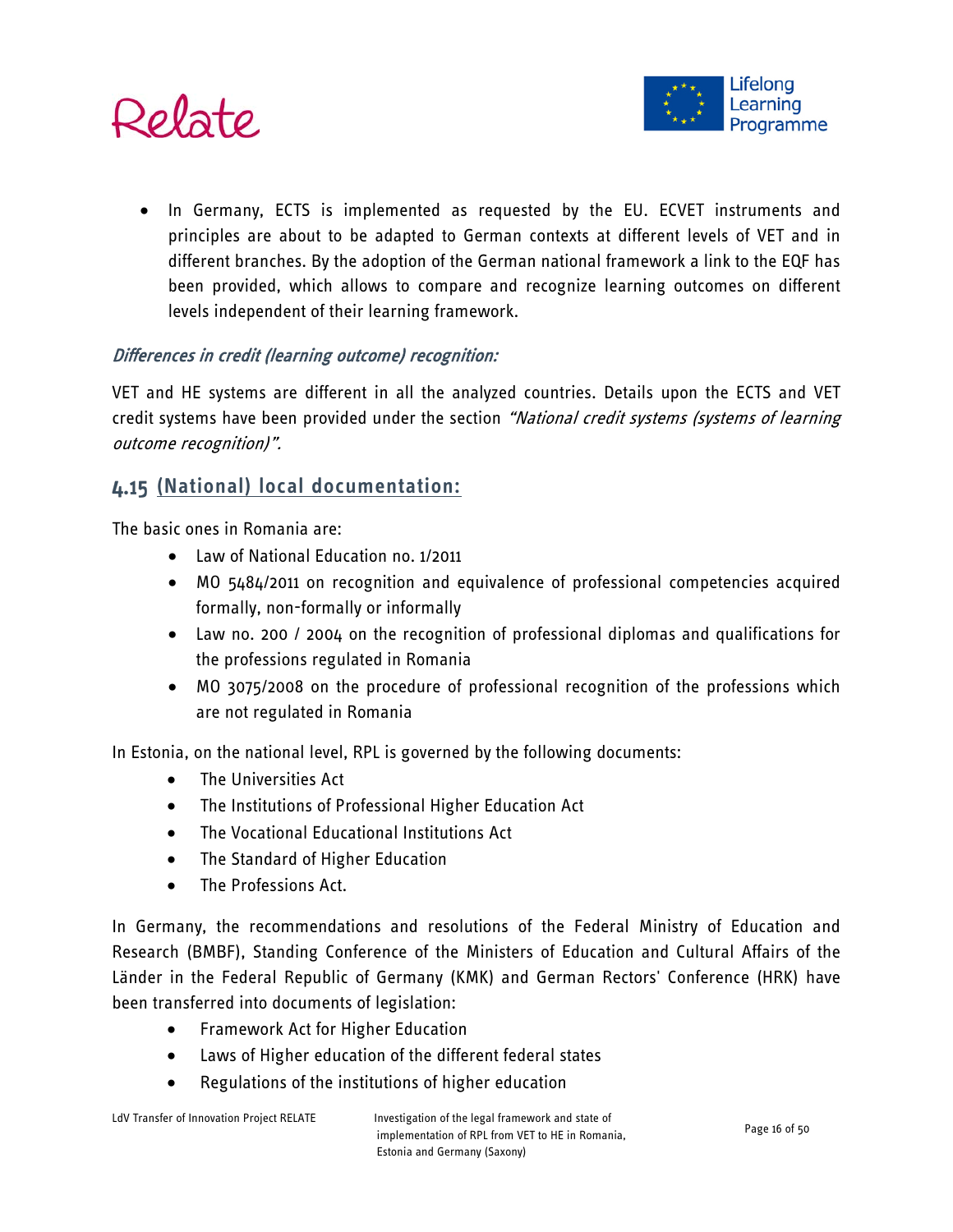- In Germany, ECTS is implemented as requested by the EU. ECVET instruments and principles are about to be adapted to German contexts at different levels of VET and in different branches. By the adoption of the German national framework a link to the EQF has been provided, which allows to compare and recognize learning outcomes on different levels independent of their learning framework.

*Differences in credit (learning outcome) recognition:*

VET and HE systems are different in all the analyzed countries. Details upon the ECTS and VET credit systems have been provided under the section *"National credit systems (systems of learning outcome recognition)".*

## 4.15 (National) local documentation:

The basic ones in Romania are:

- Law of National Education no. 1/2011
- MO 5484/2011 on recognition and equivalence of professional competencies acquired formally, non-formally or informally
- Law no. 200 / 2004 on the recognition of professional diplomas and qualifications for the professions regulated in Romania
- MO 3075/2008 on the procedure of professional recognition of the professions which are not regulated in Romania

In Estonia, on the national level, RPL is governed by the following documents:

- The Universities Act
- The Institutions of Professional Higher Education Act
- The Vocational Educational Institutions Act
- The Standard of Higher Education
- The Professions Act.

In Germany, the recommendations and resolutions of the Federal Ministry of Education and Research (BMBF), Standing Conference of the Ministers of Education and Cultural Affairs of the Länder in the Federal Republic of Germany (KMK) and German Rectors' Conference (HRK) have been transferred into documents of legislation:

- Framework Act for Higher Education
- Laws of Higher education of the different federal states
- Regulations of the institutions of higher education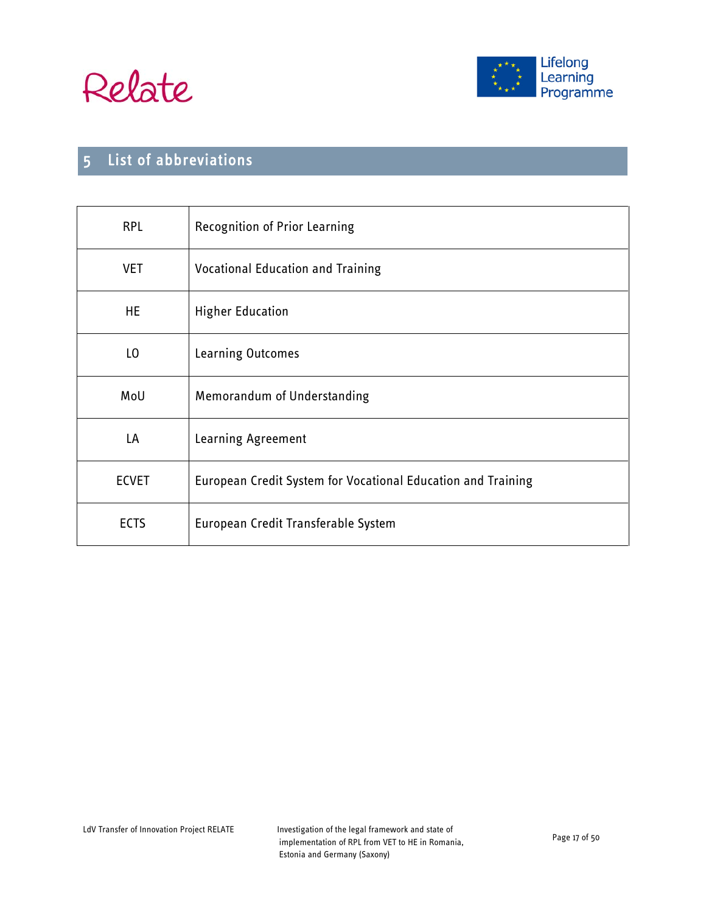# 5 List of abbreviations

| | |
|---|---|
| RPL | Recognition of Prior Learning |
| VET | Vocational Education and Training |
| HE | Higher Education |
| LO | Learning Outcomes |
| MoU | Memorandum of Understanding |
| LA | Learning Agreement |
| ECVET | European Credit System for Vocational Education and Training |
| ECTS | European Credit Transferable System |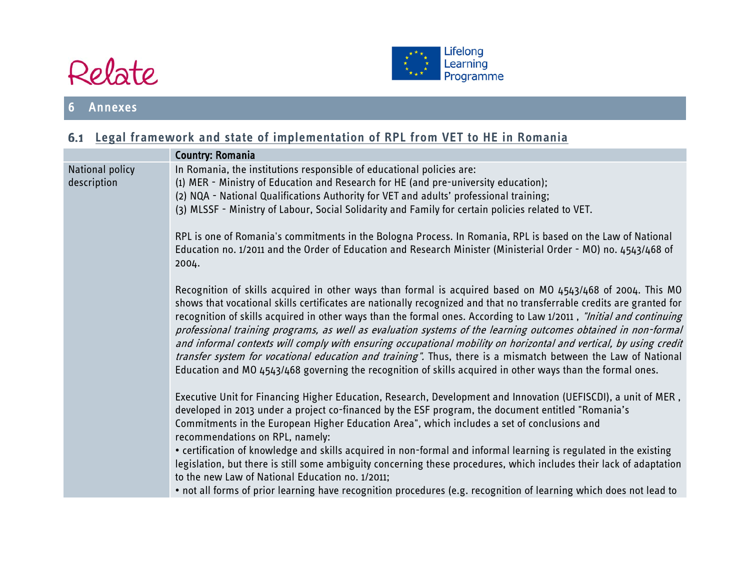# 6 Annexes

## 6.1 Legal framework and state of implementation of RPL from VET to HE in Romania

| | Country: Romania |
|---|---|
| National policy description | In Romania, the institutions responsible of educational policies are:<br>(1) MER - Ministry of Education and Research for HE (and pre-university education);<br>(2) NQA - National Qualifications Authority for VET and adults' professional training;<br>(3) MLSSF - Ministry of Labour, Social Solidarity and Family for certain policies related to VET.<br><br>RPL is one of Romania's commitments in the Bologna Process. In Romania, RPL is based on the Law of National Education no. 1/2011 and the Order of Education and Research Minister (Ministerial Order - MO) no. 4543/468 of 2004.<br><br>Recognition of skills acquired in other ways than formal is acquired based on MO 4543/468 of 2004. This MO shows that vocational skills certificates are nationally recognized and that no transferrable credits are granted for recognition of skills acquired in other ways than the formal ones. According to Law 1/2011 , *"Initial and continuing professional training programs, as well as evaluation systems of the learning outcomes obtained in non-formal and informal contexts will comply with ensuring occupational mobility on horizontal and vertical, by using credit transfer system for vocational education and training".* Thus, there is a mismatch between the Law of National Education and MO 4543/468 governing the recognition of skills acquired in other ways than the formal ones.<br><br>Executive Unit for Financing Higher Education, Research, Development and Innovation (UEFISCDI), a unit of MER , developed in 2013 under a project co-financed by the ESF program, the document entitled "Romania's Commitments in the European Higher Education Area", which includes a set of conclusions and recommendations on RPL, namely:<br>• certification of knowledge and skills acquired in non-formal and informal learning is regulated in the existing legislation, but there is still some ambiguity concerning these procedures, which includes their lack of adaptation to the new Law of National Education no. 1/2011;<br>• not all forms of prior learning have recognition procedures (e.g. recognition of learning which does not lead to |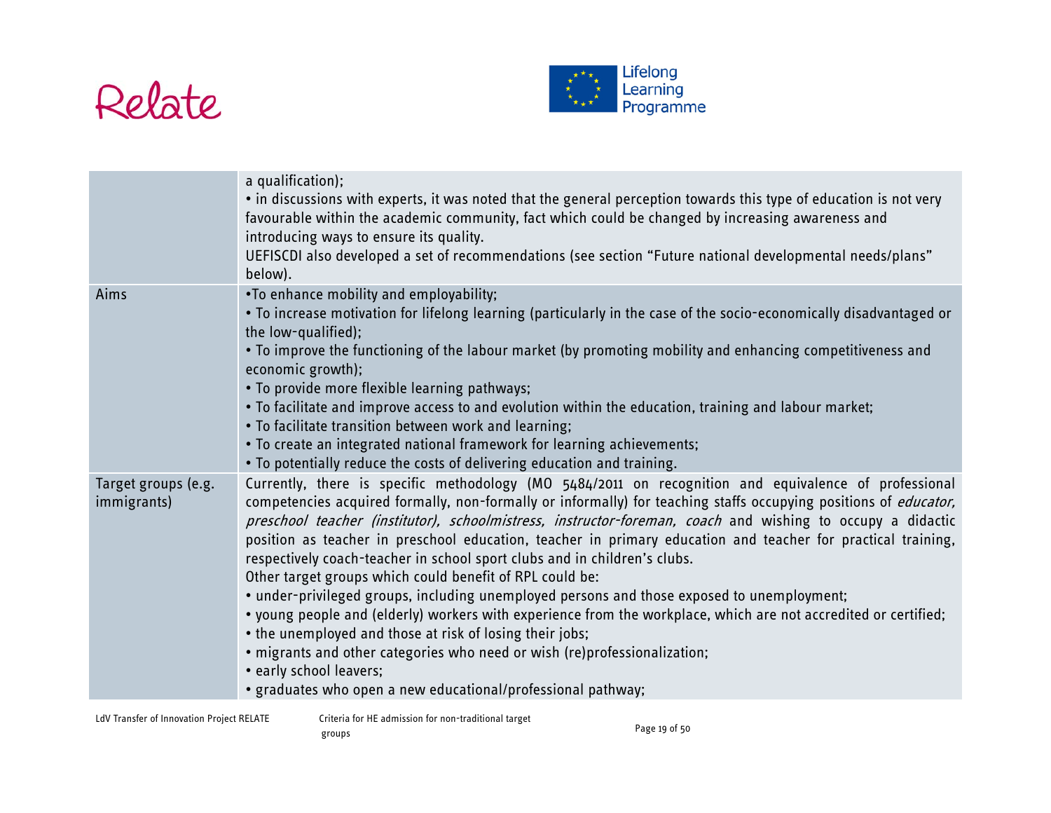| | |
|---|---|
| | a qualification);<br>• in discussions with experts, it was noted that the general perception towards this type of education is not very favourable within the academic community, fact which could be changed by increasing awareness and introducing ways to ensure its quality.<br>UEFISCDI also developed a set of recommendations (see section "Future national developmental needs/plans" below). |
| Aims | •To enhance mobility and employability;<br>• To increase motivation for lifelong learning (particularly in the case of the socio-economically disadvantaged or the low-qualified);<br>• To improve the functioning of the labour market (by promoting mobility and enhancing competitiveness and economic growth);<br>• To provide more flexible learning pathways;<br>• To facilitate and improve access to and evolution within the education, training and labour market;<br>• To facilitate transition between work and learning;<br>• To create an integrated national framework for learning achievements;<br>• To potentially reduce the costs of delivering education and training. |
| Target groups (e.g. immigrants) | Currently, there is specific methodology (MO 5484/2011 on recognition and equivalence of professional competencies acquired formally, non-formally or informally) for teaching staffs occupying positions of *educator, preschool teacher (institutor), schoolmistress, instructor-foreman, coach* and wishing to occupy a didactic position as teacher in preschool education, teacher in primary education and teacher for practical training, respectively coach-teacher in school sport clubs and in children's clubs.<br>Other target groups which could benefit of RPL could be:<br>• under-privileged groups, including unemployed persons and those exposed to unemployment;<br>• young people and (elderly) workers with experience from the workplace, which are not accredited or certified;<br>• the unemployed and those at risk of losing their jobs;<br>• migrants and other categories who need or wish (re)professionalization;<br>• early school leavers;<br>• graduates who open a new educational/professional pathway; |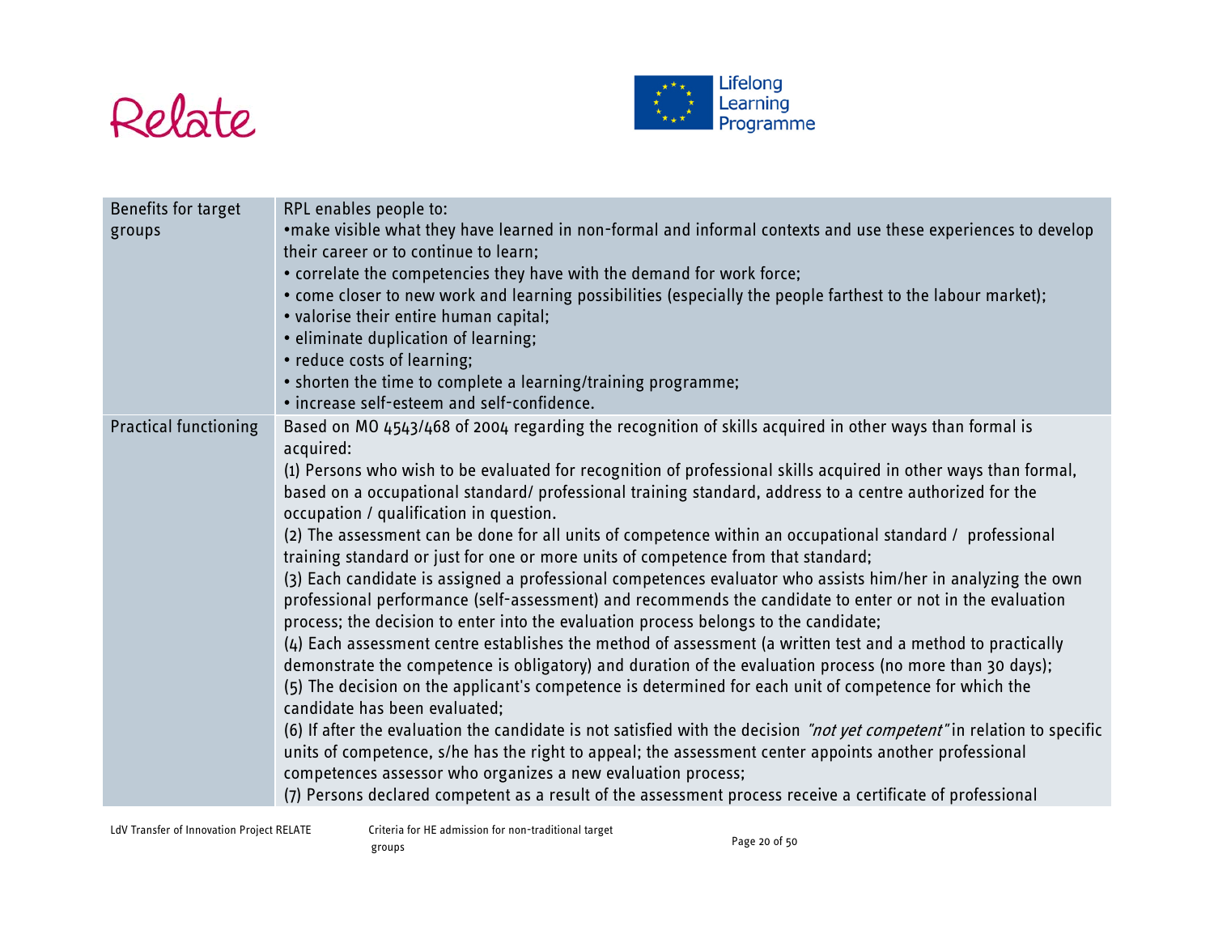| | |
|---|---|
| Benefits for target groups | RPL enables people to:<br>•make visible what they have learned in non-formal and informal contexts and use these experiences to develop their career or to continue to learn;<br>• correlate the competencies they have with the demand for work force;<br>• come closer to new work and learning possibilities (especially the people farthest to the labour market);<br>• valorise their entire human capital;<br>• eliminate duplication of learning;<br>• reduce costs of learning;<br>• shorten the time to complete a learning/training programme;<br>• increase self-esteem and self-confidence. |
| Practical functioning | Based on MO 4543/468 of 2004 regarding the recognition of skills acquired in other ways than formal is acquired:<br>(1) Persons who wish to be evaluated for recognition of professional skills acquired in other ways than formal, based on a occupational standard/ professional training standard, address to a centre authorized for the occupation / qualification in question.<br>(2) The assessment can be done for all units of competence within an occupational standard / professional training standard or just for one or more units of competence from that standard;<br>(3) Each candidate is assigned a professional competences evaluator who assists him/her in analyzing the own professional performance (self-assessment) and recommends the candidate to enter or not in the evaluation process; the decision to enter into the evaluation process belongs to the candidate;<br>(4) Each assessment centre establishes the method of assessment (a written test and a method to practically demonstrate the competence is obligatory) and duration of the evaluation process (no more than 30 days);<br>(5) The decision on the applicant's competence is determined for each unit of competence for which the candidate has been evaluated;<br>(6) If after the evaluation the candidate is not satisfied with the decision *"not yet competent"* in relation to specific units of competence, s/he has the right to appeal; the assessment center appoints another professional competences assessor who organizes a new evaluation process;<br>(7) Persons declared competent as a result of the assessment process receive a certificate of professional |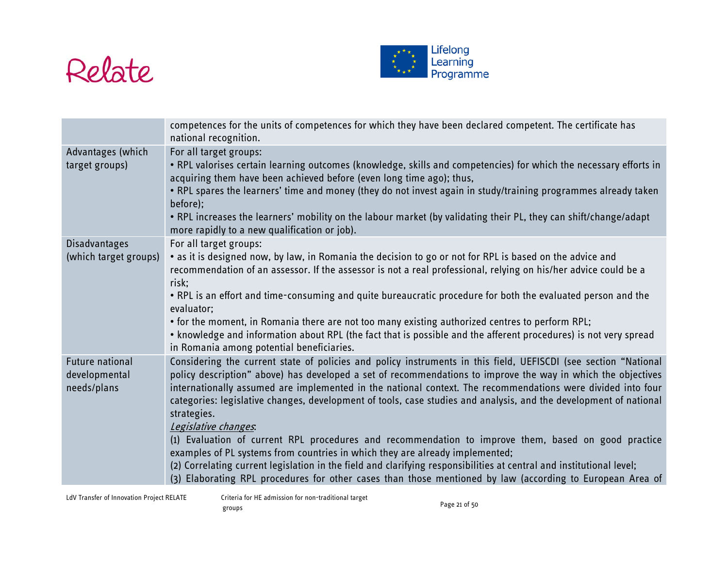| | |
|---|---|
| | competences for the units of competences for which they have been declared competent. The certificate has national recognition. |
| Advantages (which target groups) | For all target groups:<br>• RPL valorises certain learning outcomes (knowledge, skills and competencies) for which the necessary efforts in acquiring them have been achieved before (even long time ago); thus,<br>• RPL spares the learners' time and money (they do not invest again in study/training programmes already taken before);<br>• RPL increases the learners' mobility on the labour market (by validating their PL, they can shift/change/adapt more rapidly to a new qualification or job). |
| Disadvantages (which target groups) | For all target groups:<br>• as it is designed now, by law, in Romania the decision to go or not for RPL is based on the advice and recommendation of an assessor. If the assessor is not a real professional, relying on his/her advice could be a risk;<br>• RPL is an effort and time-consuming and quite bureaucratic procedure for both the evaluated person and the evaluator;<br>• for the moment, in Romania there are not too many existing authorized centres to perform RPL;<br>• knowledge and information about RPL (the fact that is possible and the afferent procedures) is not very spread in Romania among potential beneficiaries. |
| Future national developmental needs/plans | Considering the current state of policies and policy instruments in this field, UEFISCDI (see section "National policy description" above) has developed a set of recommendations to improve the way in which the objectives internationally assumed are implemented in the national context. The recommendations were divided into four categories: legislative changes, development of tools, case studies and analysis, and the development of national strategies.<br>*Legislative changes*:<br>(1) Evaluation of current RPL procedures and recommendation to improve them, based on good practice examples of PL systems from countries in which they are already implemented;<br>(2) Correlating current legislation in the field and clarifying responsibilities at central and institutional level;<br>(3) Elaborating RPL procedures for other cases than those mentioned by law (according to European Area of |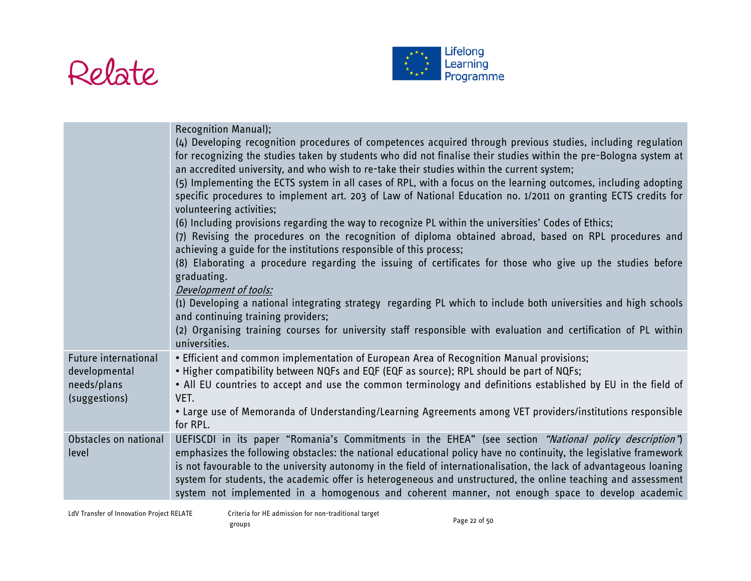| | |
|---|---|
| | Recognition Manual);<br>(4) Developing recognition procedures of competences acquired through previous studies, including regulation for recognizing the studies taken by students who did not finalise their studies within the pre-Bologna system at an accredited university, and who wish to re-take their studies within the current system;<br>(5) Implementing the ECTS system in all cases of RPL, with a focus on the learning outcomes, including adopting specific procedures to implement art. 203 of Law of National Education no. 1/2011 on granting ECTS credits for volunteering activities;<br>(6) Including provisions regarding the way to recognize PL within the universities' Codes of Ethics;<br>(7) Revising the procedures on the recognition of diploma obtained abroad, based on RPL procedures and achieving a guide for the institutions responsible of this process;<br>(8) Elaborating a procedure regarding the issuing of certificates for those who give up the studies before graduating.<br>*Development of tools:*<br>(1) Developing a national integrating strategy regarding PL which to include both universities and high schools and continuing training providers;<br>(2) Organising training courses for university staff responsible with evaluation and certification of PL within universities. |
| Future international developmental needs/plans (suggestions) | • Efficient and common implementation of European Area of Recognition Manual provisions;<br>• Higher compatibility between NQFs and EQF (EQF as source); RPL should be part of NQFs;<br>• All EU countries to accept and use the common terminology and definitions established by EU in the field of VET.<br>• Large use of Memoranda of Understanding/Learning Agreements among VET providers/institutions responsible for RPL. |
| Obstacles on national level | UEFISCDI in its paper "Romania's Commitments in the EHEA" (see section *"National policy description"*) emphasizes the following obstacles: the national educational policy have no continuity, the legislative framework is not favourable to the university autonomy in the field of internationalisation, the lack of advantageous loaning system for students, the academic offer is heterogeneous and unstructured, the online teaching and assessment system not implemented in a homogenous and coherent manner, not enough space to develop academic |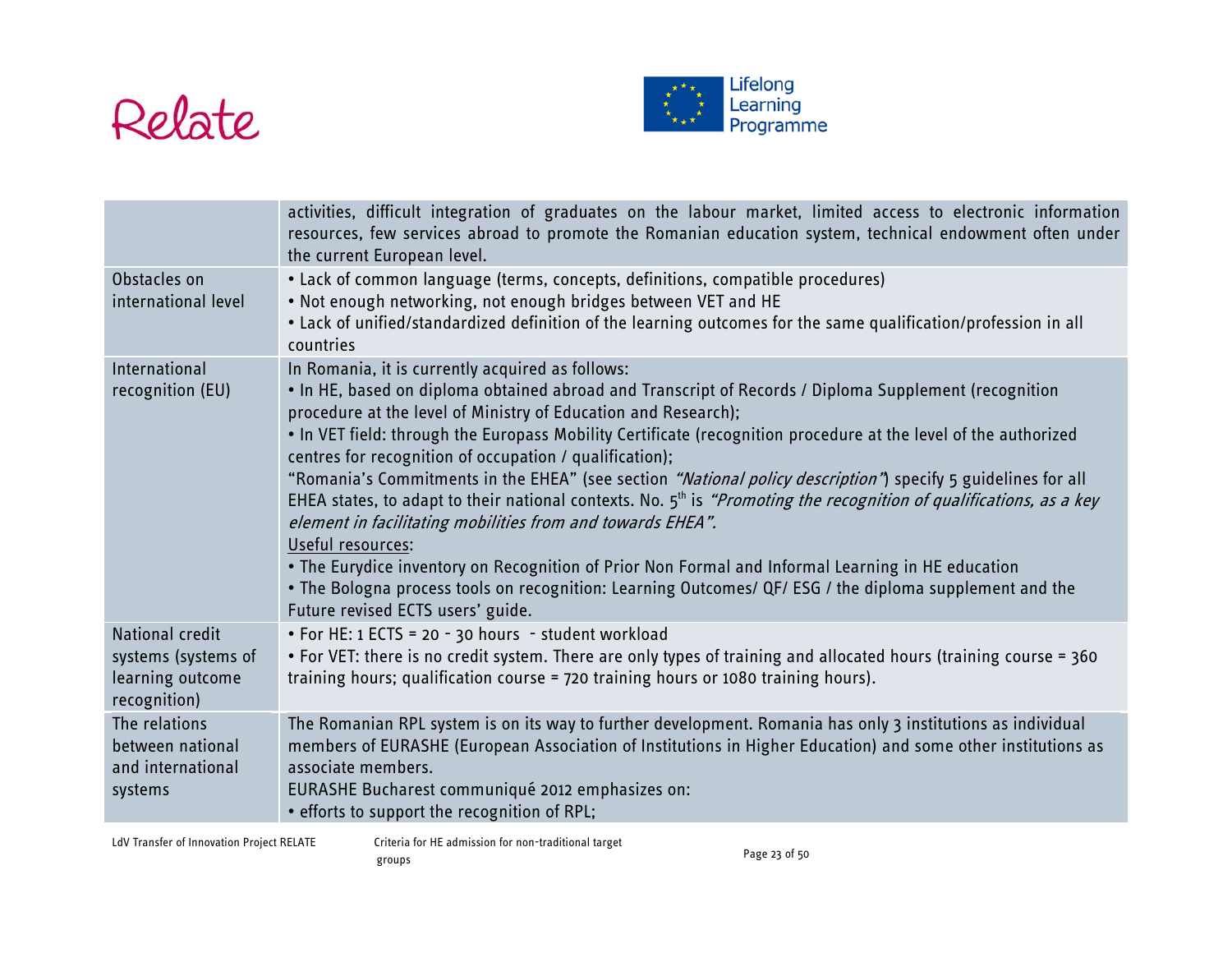| | |
|---|---|
| | activities, difficult integration of graduates on the labour market, limited access to electronic information resources, few services abroad to promote the Romanian education system, technical endowment often under the current European level. |
| Obstacles on international level | • Lack of common language (terms, concepts, definitions, compatible procedures)<br>• Not enough networking, not enough bridges between VET and HE<br>• Lack of unified/standardized definition of the learning outcomes for the same qualification/profession in all countries |
| International recognition (EU) | In Romania, it is currently acquired as follows:<br>• In HE, based on diploma obtained abroad and Transcript of Records / Diploma Supplement (recognition procedure at the level of Ministry of Education and Research);<br>• In VET field: through the Europass Mobility Certificate (recognition procedure at the level of the authorized centres for recognition of occupation / qualification);<br>"Romania's Commitments in the EHEA" (see section *"National policy description"*) specify 5 guidelines for all EHEA states, to adapt to their national contexts. No. 5th is *"Promoting the recognition of qualifications, as a key element in facilitating mobilities from and towards EHEA".*<br>Useful resources:<br>• The Eurydice inventory on Recognition of Prior Non Formal and Informal Learning in HE education<br>• The Bologna process tools on recognition: Learning Outcomes/ QF/ ESG / the diploma supplement and the Future revised ECTS users' guide. |
| National credit systems (systems of learning outcome recognition) | • For HE: 1 ECTS = 20 - 30 hours - student workload<br>• For VET: there is no credit system. There are only types of training and allocated hours (training course = 360 training hours; qualification course = 720 training hours or 1080 training hours). |
| The relations between national and international systems | The Romanian RPL system is on its way to further development. Romania has only 3 institutions as individual members of EURASHE (European Association of Institutions in Higher Education) and some other institutions as associate members.<br>EURASHE Bucharest communiqué 2012 emphasizes on:<br>• efforts to support the recognition of RPL; |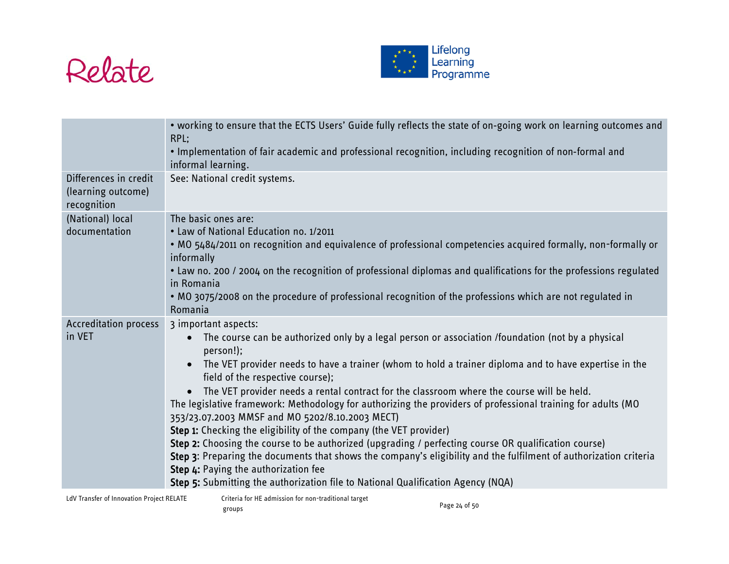| | |
|---|---|
| | • working to ensure that the ECTS Users' Guide fully reflects the state of on-going work on learning outcomes and RPL;<br>• Implementation of fair academic and professional recognition, including recognition of non-formal and informal learning. |
| Differences in credit (learning outcome) recognition | See: National credit systems. |
| (National) local documentation | The basic ones are:<br>• Law of National Education no. 1/2011<br>• MO 5484/2011 on recognition and equivalence of professional competencies acquired formally, non-formally or informally<br>• Law no. 200 / 2004 on the recognition of professional diplomas and qualifications for the professions regulated in Romania<br>• MO 3075/2008 on the procedure of professional recognition of the professions which are not regulated in Romania |
| Accreditation process in VET | 3 important aspects:<br>• The course can be authorized only by a legal person or association /foundation (not by a physical person!);<br>• The VET provider needs to have a trainer (whom to hold a trainer diploma and to have expertise in the field of the respective course);<br>• The VET provider needs a rental contract for the classroom where the course will be held.<br>The legislative framework: Methodology for authorizing the providers of professional training for adults (MO 353/23.07.2003 MMSF and MO 5202/8.10.2003 MECT)<br>**Step 1:** Checking the eligibility of the company (the VET provider)<br>**Step 2:** Choosing the course to be authorized (upgrading / perfecting course OR qualification course)<br>**Step 3**: Preparing the documents that shows the company's eligibility and the fulfilment of authorization criteria<br>**Step 4:** Paying the authorization fee<br>**Step 5:** Submitting the authorization file to National Qualification Agency (NQA) |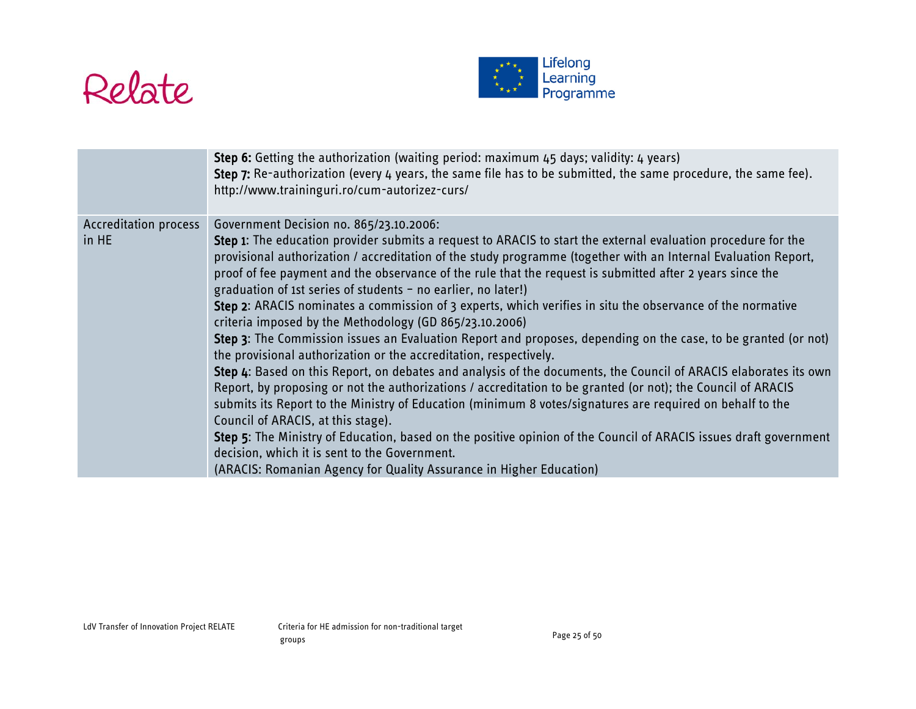| | |
|---|---|
| | **Step 6:** Getting the authorization (waiting period: maximum 45 days; validity: 4 years)<br>**Step 7:** Re-authorization (every 4 years, the same file has to be submitted, the same procedure, the same fee).<br>http://www.traininguri.ro/cum-autorizez-curs/ |
| Accreditation process in HE | Government Decision no. 865/23.10.2006:<br>**Step 1**: The education provider submits a request to ARACIS to start the external evaluation procedure for the provisional authorization / accreditation of the study programme (together with an Internal Evaluation Report, proof of fee payment and the observance of the rule that the request is submitted after 2 years since the graduation of 1st series of students – no earlier, no later!)<br>**Step 2**: ARACIS nominates a commission of 3 experts, which verifies in situ the observance of the normative criteria imposed by the Methodology (GD 865/23.10.2006)<br>**Step 3**: The Commission issues an Evaluation Report and proposes, depending on the case, to be granted (or not) the provisional authorization or the accreditation, respectively.<br>**Step 4**: Based on this Report, on debates and analysis of the documents, the Council of ARACIS elaborates its own Report, by proposing or not the authorizations / accreditation to be granted (or not); the Council of ARACIS submits its Report to the Ministry of Education (minimum 8 votes/signatures are required on behalf to the Council of ARACIS, at this stage).<br>**Step 5**: The Ministry of Education, based on the positive opinion of the Council of ARACIS issues draft government decision, which it is sent to the Government.<br>(ARACIS: Romanian Agency for Quality Assurance in Higher Education) |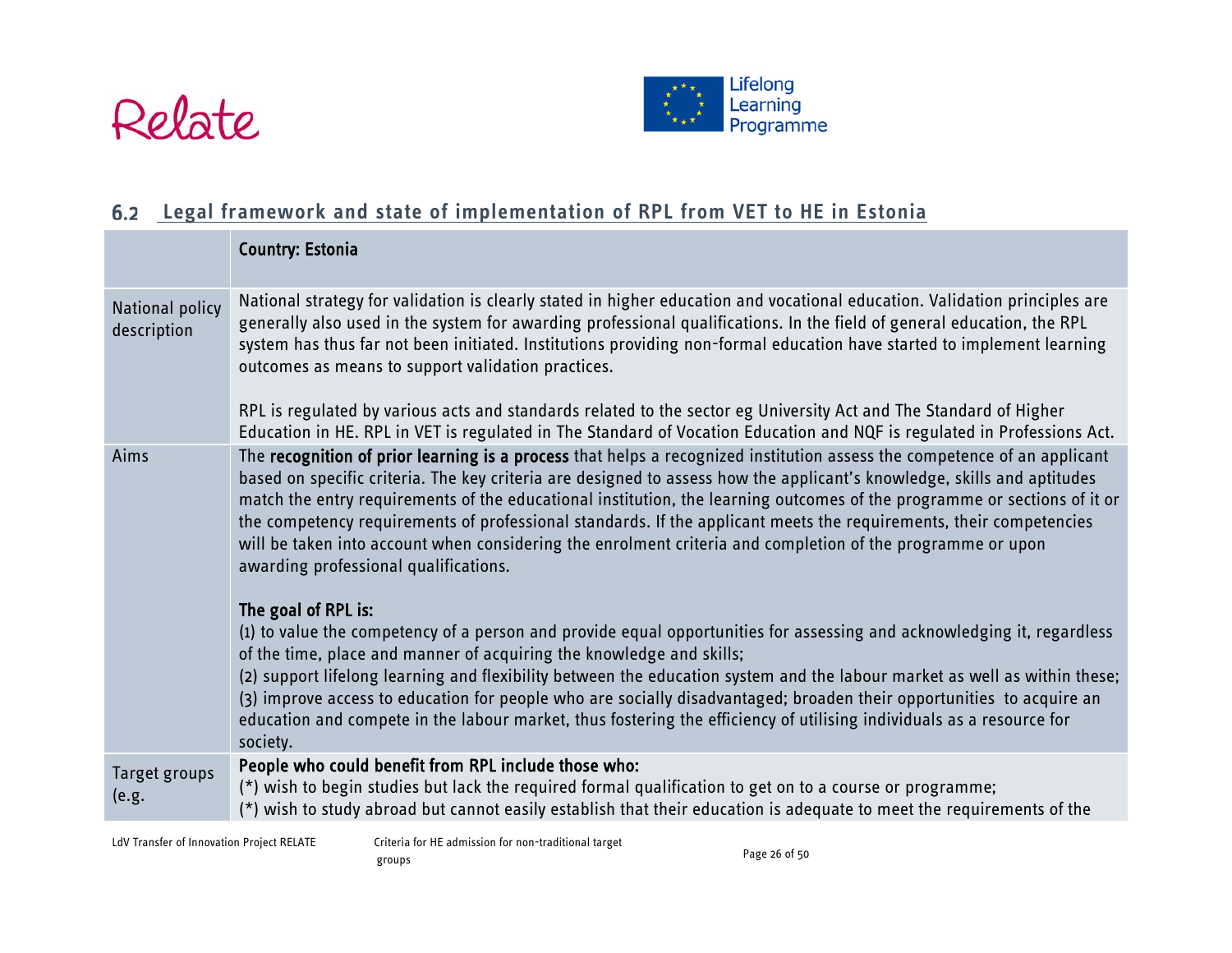## 6.2 Legal framework and state of implementation of RPL from VET to HE in Estonia

| | **Country: Estonia** |
|---|---|
| National policy description | National strategy for validation is clearly stated in higher education and vocational education. Validation principles are generally also used in the system for awarding professional qualifications. In the field of general education, the RPL system has thus far not been initiated. Institutions providing non-formal education have started to implement learning outcomes as means to support validation practices.<br><br>RPL is regulated by various acts and standards related to the sector eg University Act and The Standard of Higher Education in HE. RPL in VET is regulated in The Standard of Vocation Education and NQF is regulated in Professions Act. |
| Aims | The **recognition of prior learning is a process** that helps a recognized institution assess the competence of an applicant based on specific criteria. The key criteria are designed to assess how the applicant's knowledge, skills and aptitudes match the entry requirements of the educational institution, the learning outcomes of the programme or sections of it or the competency requirements of professional standards. If the applicant meets the requirements, their competencies will be taken into account when considering the enrolment criteria and completion of the programme or upon awarding professional qualifications.<br><br>**The goal of RPL is:**<br>(1) to value the competency of a person and provide equal opportunities for assessing and acknowledging it, regardless of the time, place and manner of acquiring the knowledge and skills;<br>(2) support lifelong learning and flexibility between the education system and the labour market as well as within these;<br>(3) improve access to education for people who are socially disadvantaged; broaden their opportunities to acquire an education and compete in the labour market, thus fostering the efficiency of utilising individuals as a resource for society. |
| Target groups (e.g. | **People who could benefit from RPL include those who:**<br>(*) wish to begin studies but lack the required formal qualification to get on to a course or programme;<br>(*) wish to study abroad but cannot easily establish that their education is adequate to meet the requirements of the |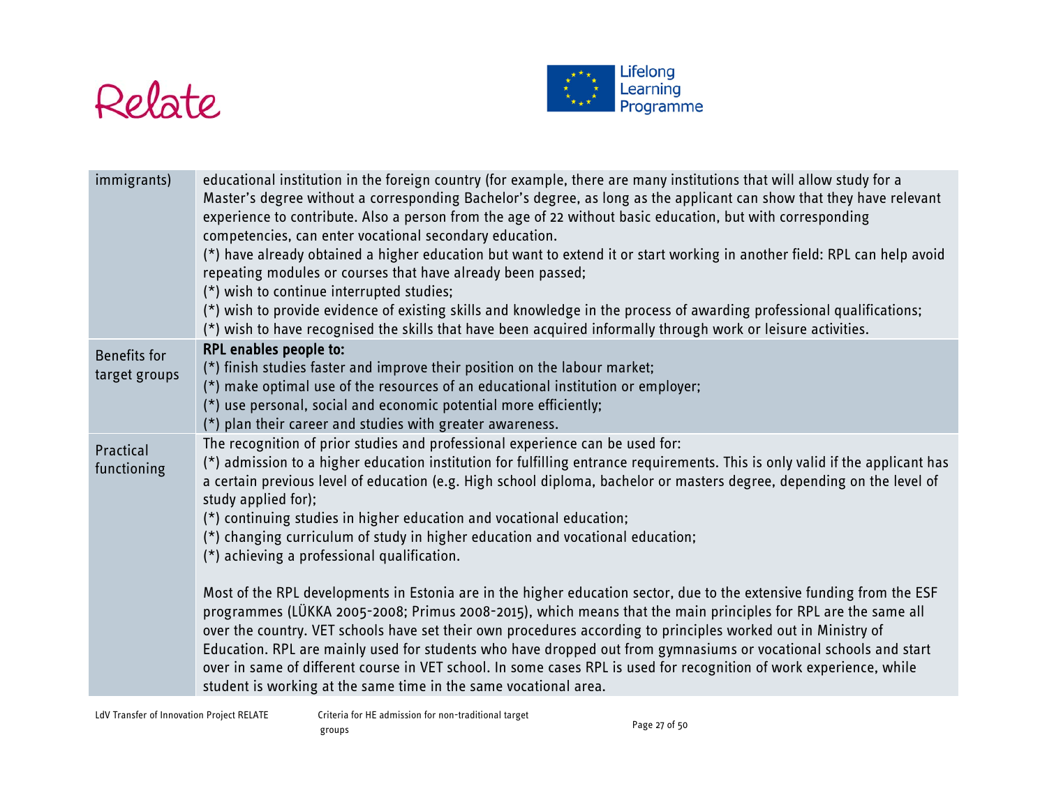| | |
|---|---|
| immigrants) | educational institution in the foreign country (for example, there are many institutions that will allow study for a Master's degree without a corresponding Bachelor's degree, as long as the applicant can show that they have relevant experience to contribute. Also a person from the age of 22 without basic education, but with corresponding competencies, can enter vocational secondary education.<br>(*) have already obtained a higher education but want to extend it or start working in another field: RPL can help avoid repeating modules or courses that have already been passed;<br>(*) wish to continue interrupted studies;<br>(*) wish to provide evidence of existing skills and knowledge in the process of awarding professional qualifications;<br>(*) wish to have recognised the skills that have been acquired informally through work or leisure activities. |
| Benefits for target groups | **RPL enables people to:**<br>(*) finish studies faster and improve their position on the labour market;<br>(*) make optimal use of the resources of an educational institution or employer;<br>(*) use personal, social and economic potential more efficiently;<br>(*) plan their career and studies with greater awareness. |
| Practical functioning | The recognition of prior studies and professional experience can be used for:<br>(*) admission to a higher education institution for fulfilling entrance requirements. This is only valid if the applicant has a certain previous level of education (e.g. High school diploma, bachelor or masters degree, depending on the level of study applied for);<br>(*) continuing studies in higher education and vocational education;<br>(*) changing curriculum of study in higher education and vocational education;<br>(*) achieving a professional qualification.<br><br>Most of the RPL developments in Estonia are in the higher education sector, due to the extensive funding from the ESF programmes (LÜKKA 2005-2008; Primus 2008-2015), which means that the main principles for RPL are the same all over the country. VET schools have set their own procedures according to principles worked out in Ministry of Education. RPL are mainly used for students who have dropped out from gymnasiums or vocational schools and start over in same of different course in VET school. In some cases RPL is used for recognition of work experience, while student is working at the same time in the same vocational area. |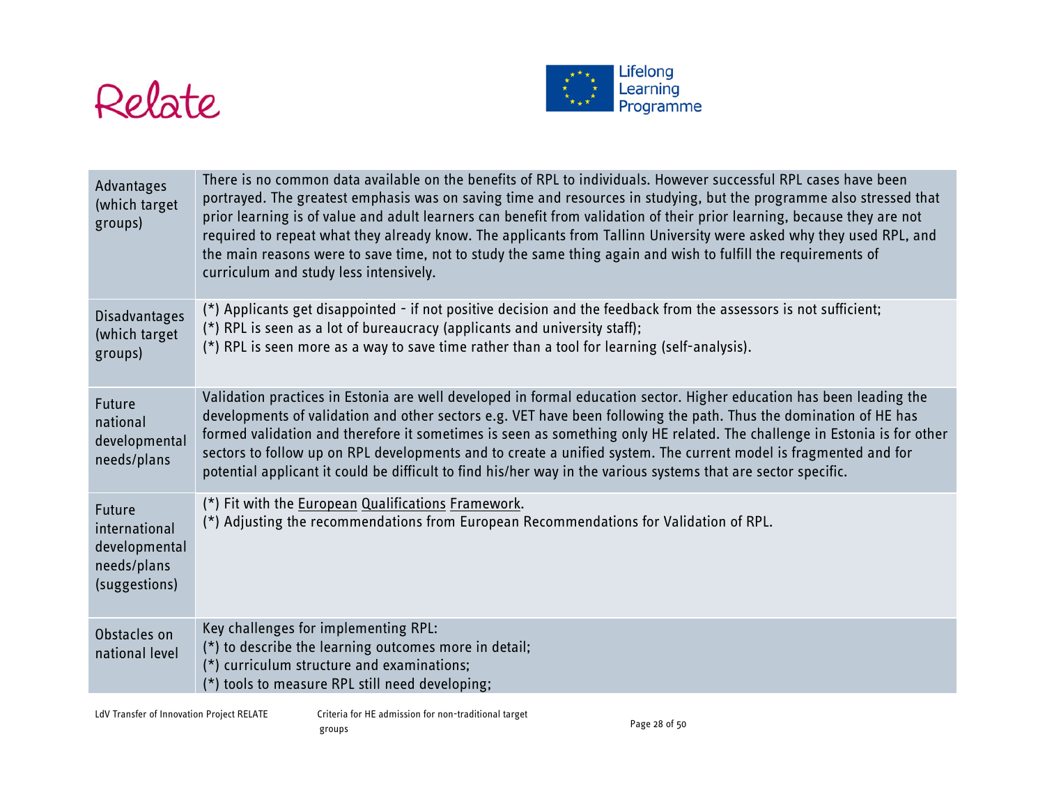| | |
|---|---|
| Advantages (which target groups) | There is no common data available on the benefits of RPL to individuals. However successful RPL cases have been portrayed. The greatest emphasis was on saving time and resources in studying, but the programme also stressed that prior learning is of value and adult learners can benefit from validation of their prior learning, because they are not required to repeat what they already know. The applicants from Tallinn University were asked why they used RPL, and the main reasons were to save time, not to study the same thing again and wish to fulfill the requirements of curriculum and study less intensively. |
| Disadvantages (which target groups) | (*) Applicants get disappointed - if not positive decision and the feedback from the assessors is not sufficient;<br>(*) RPL is seen as a lot of bureaucracy (applicants and university staff);<br>(*) RPL is seen more as a way to save time rather than a tool for learning (self-analysis). |
| Future national developmental needs/plans | Validation practices in Estonia are well developed in formal education sector. Higher education has been leading the developments of validation and other sectors e.g. VET have been following the path. Thus the domination of HE has formed validation and therefore it sometimes is seen as something only HE related. The challenge in Estonia is for other sectors to follow up on RPL developments and to create a unified system. The current model is fragmented and for potential applicant it could be difficult to find his/her way in the various systems that are sector specific. |
| Future international developmental needs/plans (suggestions) | (*) Fit with the European Qualifications Framework.<br>(*) Adjusting the recommendations from European Recommendations for Validation of RPL. |
| Obstacles on national level | Key challenges for implementing RPL:<br>(*) to describe the learning outcomes more in detail;<br>(*) curriculum structure and examinations;<br>(*) tools to measure RPL still need developing; |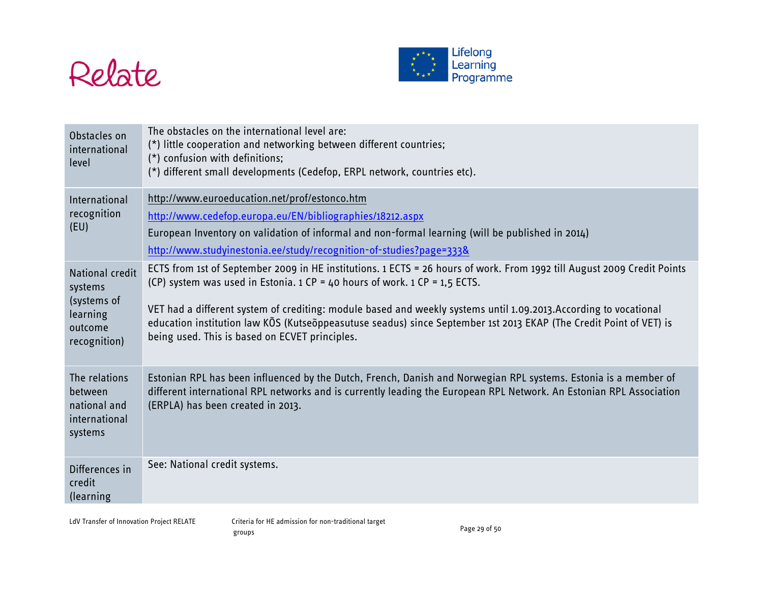| | |
|---|---|
| Obstacles on international level | The obstacles on the international level are:<br>(*) little cooperation and networking between different countries;<br>(*) confusion with definitions;<br>(*) different small developments (Cedefop, ERPL network, countries etc). |
| International recognition (EU) | http://www.euroeducation.net/prof/estonco.htm<br>http://www.cedefop.europa.eu/EN/bibliographies/18212.aspx<br>European Inventory on validation of informal and non-formal learning (will be published in 2014)<br>http://www.studyinestonia.ee/study/recognition-of-studies?page=333& |
| National credit systems (systems of learning outcome recognition) | ECTS from 1st of September 2009 in HE institutions. 1 ECTS = 26 hours of work. From 1992 till August 2009 Credit Points (CP) system was used in Estonia. 1 CP = 40 hours of work. 1 CP = 1,5 ECTS.<br><br>VET had a different system of crediting: module based and weekly systems until 1.09.2013.According to vocational education institution law KÕS (Kutseõppeasutuse seadus) since September 1st 2013 EKAP (The Credit Point of VET) is being used. This is based on ECVET principles. |
| The relations between national and international systems | Estonian RPL has been influenced by the Dutch, French, Danish and Norwegian RPL systems. Estonia is a member of different international RPL networks and is currently leading the European RPL Network. An Estonian RPL Association (ERPLA) has been created in 2013. |
| Differences in credit (learning | See: National credit systems. |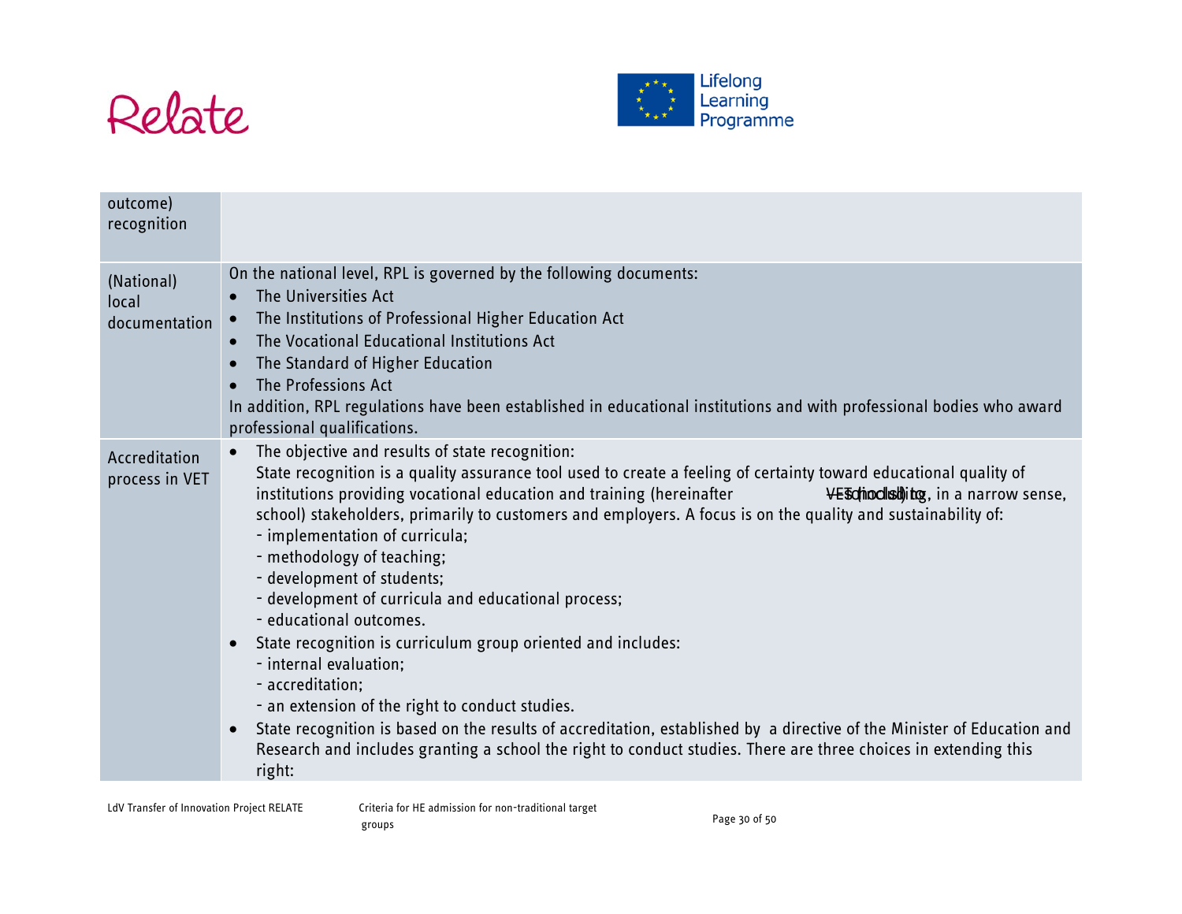| | |
|---|---|
| outcome) recognition | |
| (National) local documentation | On the national level, RPL is governed by the following documents:<br>• The Universities Act<br>• The Institutions of Professional Higher Education Act<br>• The Vocational Educational Institutions Act<br>• The Standard of Higher Education<br>• The Professions Act<br>In addition, RPL regulations have been established in educational institutions and with professional bodies who award professional qualifications. |
| Accreditation process in VET | • The objective and results of state recognition:<br>State recognition is a quality assurance tool used to create a feeling of certainty toward educational quality of institutions providing vocational education and training (hereinafter VET institution, in a narrow sense, school) stakeholders, primarily to customers and employers. A focus is on the quality and sustainability of:<br>- implementation of curricula;<br>- methodology of teaching;<br>- development of students;<br>- development of curricula and educational process;<br>- educational outcomes.<br>• State recognition is curriculum group oriented and includes:<br>- internal evaluation;<br>- accreditation;<br>- an extension of the right to conduct studies.<br>• State recognition is based on the results of accreditation, established by a directive of the Minister of Education and Research and includes granting a school the right to conduct studies. There are three choices in extending this right: |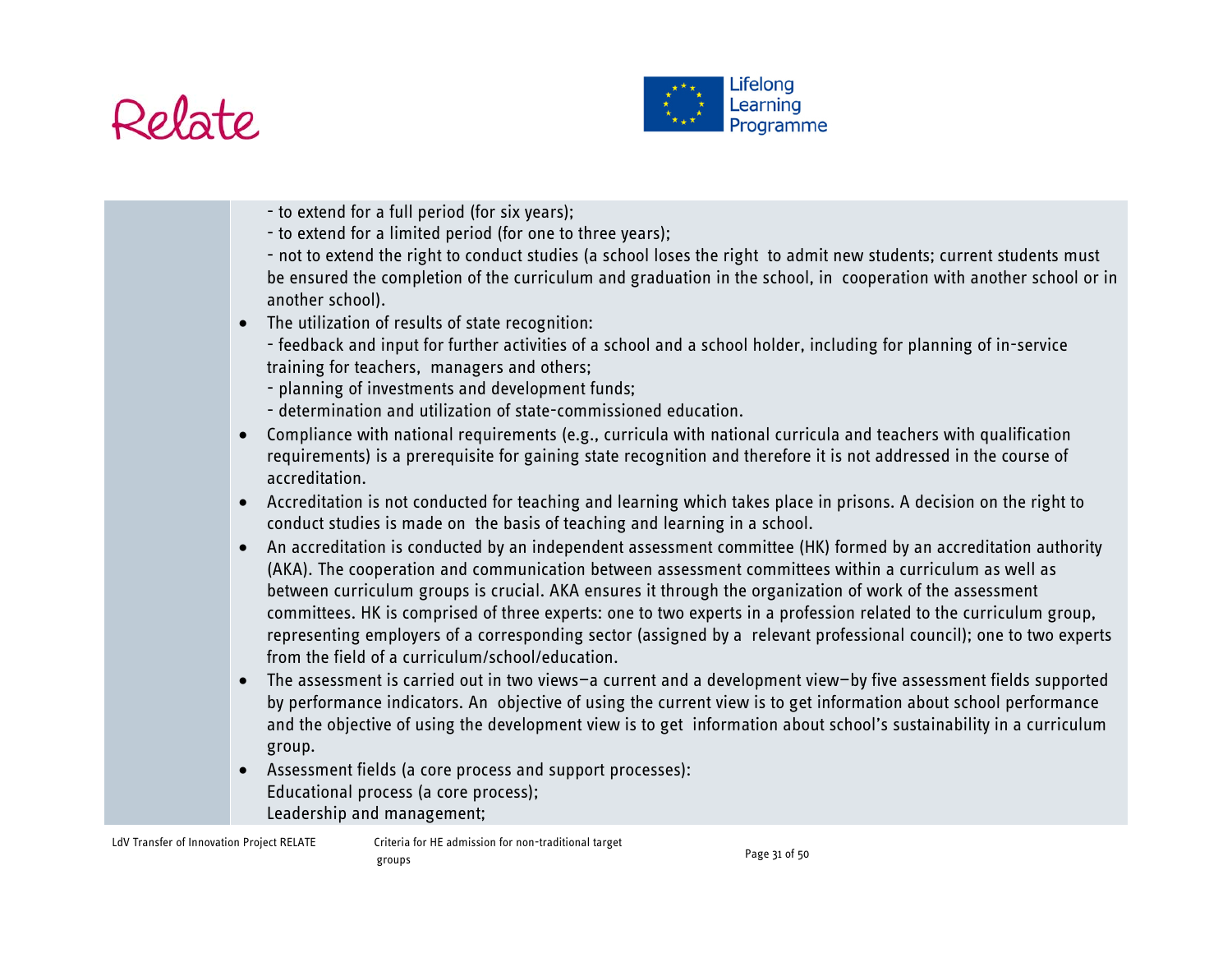| | - to extend for a full period (for six years);<br>- to extend for a limited period (for one to three years);<br>- not to extend the right to conduct studies (a school loses the right to admit new students; current students must be ensured the completion of the curriculum and graduation in the school, in cooperation with another school or in another school).<br>• The utilization of results of state recognition:<br>- feedback and input for further activities of a school and a school holder, including for planning of in-service training for teachers, managers and others;<br>- planning of investments and development funds;<br>- determination and utilization of state-commissioned education.<br>• Compliance with national requirements (e.g., curricula with national curricula and teachers with qualification requirements) is a prerequisite for gaining state recognition and therefore it is not addressed in the course of accreditation.<br>• Accreditation is not conducted for teaching and learning which takes place in prisons. A decision on the right to conduct studies is made on the basis of teaching and learning in a school.<br>• An accreditation is conducted by an independent assessment committee (HK) formed by an accreditation authority (AKA). The cooperation and communication between assessment committees within a curriculum as well as between curriculum groups is crucial. AKA ensures it through the organization of work of the assessment committees. HK is comprised of three experts: one to two experts in a profession related to the curriculum group, representing employers of a corresponding sector (assigned by a relevant professional council); one to two experts from the field of a curriculum/school/education.<br>• The assessment is carried out in two views–a current and a development view–by five assessment fields supported by performance indicators. An objective of using the current view is to get information about school performance and the objective of using the development view is to get information about school's sustainability in a curriculum group.<br>• Assessment fields (a core process and support processes):<br>Educational process (a core process);<br>Leadership and management; |
|---|---|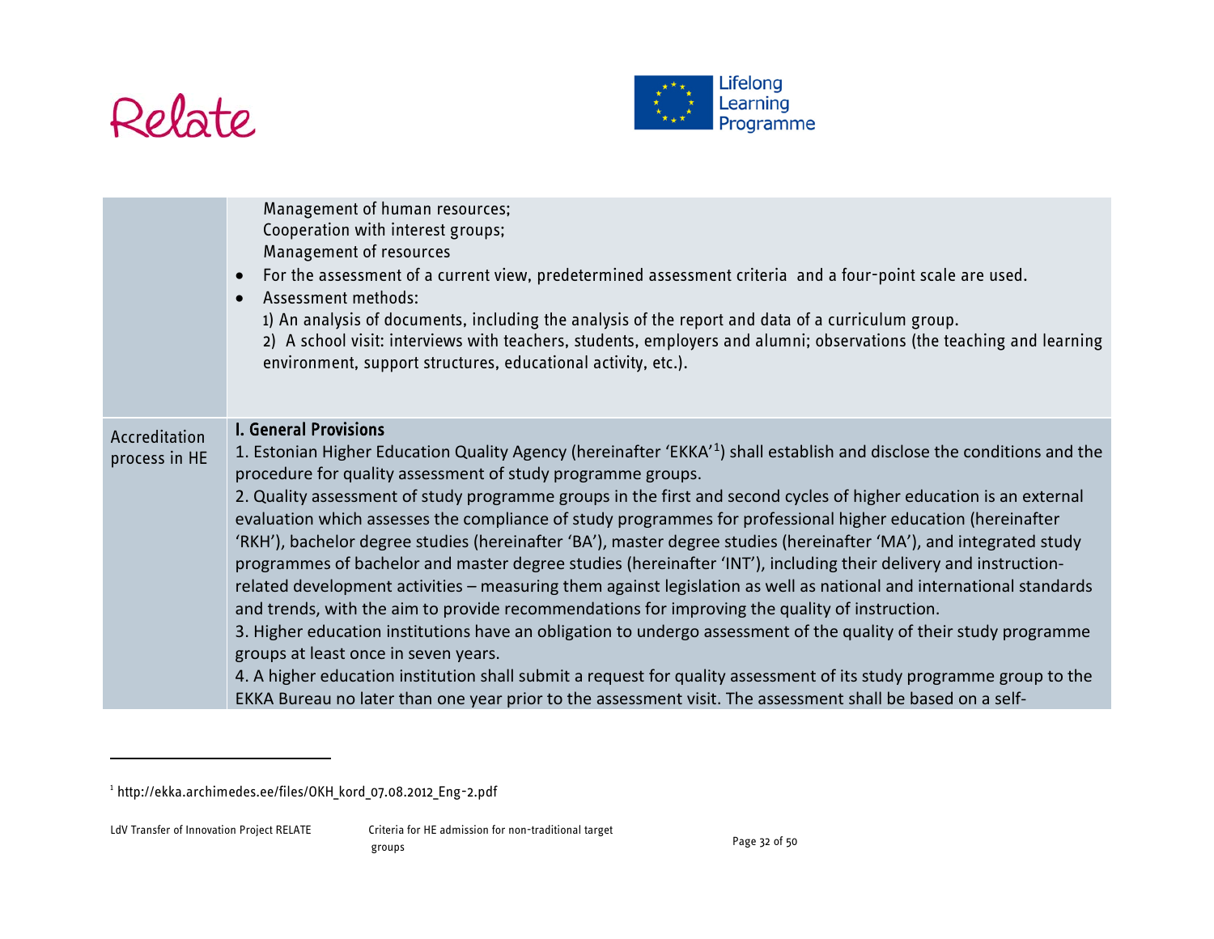| | |
|---|---|
| | Management of human resources;<br>Cooperation with interest groups;<br>Management of resources<br>• For the assessment of a current view, predetermined assessment criteria and a four-point scale are used.<br>• Assessment methods:<br>1) An analysis of documents, including the analysis of the report and data of a curriculum group.<br>2) A school visit: interviews with teachers, students, employers and alumni; observations (the teaching and learning environment, support structures, educational activity, etc.). |
| Accreditation process in HE | **I. General Provisions**<br>1. Estonian Higher Education Quality Agency (hereinafter 'EKKA'[1]) shall establish and disclose the conditions and the procedure for quality assessment of study programme groups.<br>2. Quality assessment of study programme groups in the first and second cycles of higher education is an external evaluation which assesses the compliance of study programmes for professional higher education (hereinafter 'RKH'), bachelor degree studies (hereinafter 'BA'), master degree studies (hereinafter 'MA'), and integrated study programmes of bachelor and master degree studies (hereinafter 'INT'), including their delivery and instruction-related development activities – measuring them against legislation as well as national and international standards and trends, with the aim to provide recommendations for improving the quality of instruction.<br>3. Higher education institutions have an obligation to undergo assessment of the quality of their study programme groups at least once in seven years.<br>4. A higher education institution shall submit a request for quality assessment of its study programme group to the EKKA Bureau no later than one year prior to the assessment visit. The assessment shall be based on a self- |

[1] http://ekka.archimedes.ee/files/OKH_kord_07.08.2012_Eng-2.pdf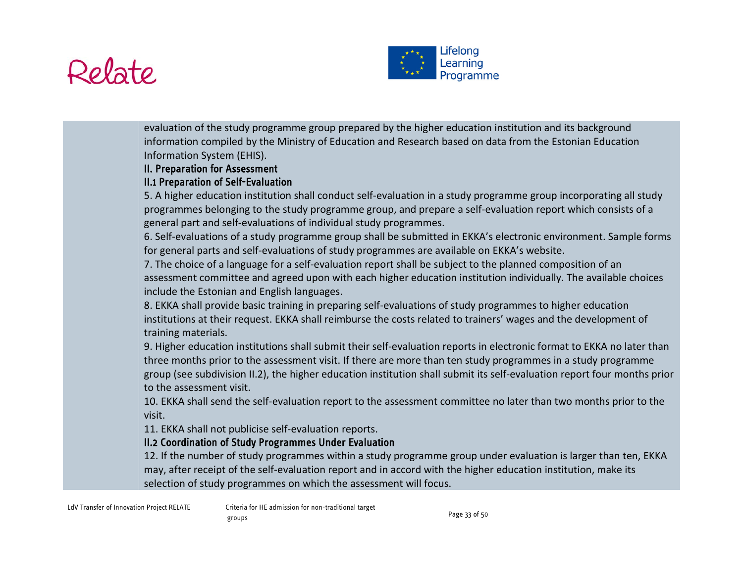evaluation of the study programme group prepared by the higher education institution and its background information compiled by the Ministry of Education and Research based on data from the Estonian Education Information System (EHIS).

**II. Preparation for Assessment**

**II.1 Preparation of Self-Evaluation**

5. A higher education institution shall conduct self-evaluation in a study programme group incorporating all study programmes belonging to the study programme group, and prepare a self-evaluation report which consists of a general part and self-evaluations of individual study programmes.

6. Self-evaluations of a study programme group shall be submitted in EKKA's electronic environment. Sample forms for general parts and self-evaluations of study programmes are available on EKKA's website.

7. The choice of a language for a self-evaluation report shall be subject to the planned composition of an assessment committee and agreed upon with each higher education institution individually. The available choices include the Estonian and English languages.

8. EKKA shall provide basic training in preparing self-evaluations of study programmes to higher education institutions at their request. EKKA shall reimburse the costs related to trainers' wages and the development of training materials.

9. Higher education institutions shall submit their self-evaluation reports in electronic format to EKKA no later than three months prior to the assessment visit. If there are more than ten study programmes in a study programme group (see subdivision II.2), the higher education institution shall submit its self-evaluation report four months prior to the assessment visit.

10. EKKA shall send the self-evaluation report to the assessment committee no later than two months prior to the visit.

11. EKKA shall not publicise self-evaluation reports.

**II.2 Coordination of Study Programmes Under Evaluation**

12. If the number of study programmes within a study programme group under evaluation is larger than ten, EKKA may, after receipt of the self-evaluation report and in accord with the higher education institution, make its selection of study programmes on which the assessment will focus.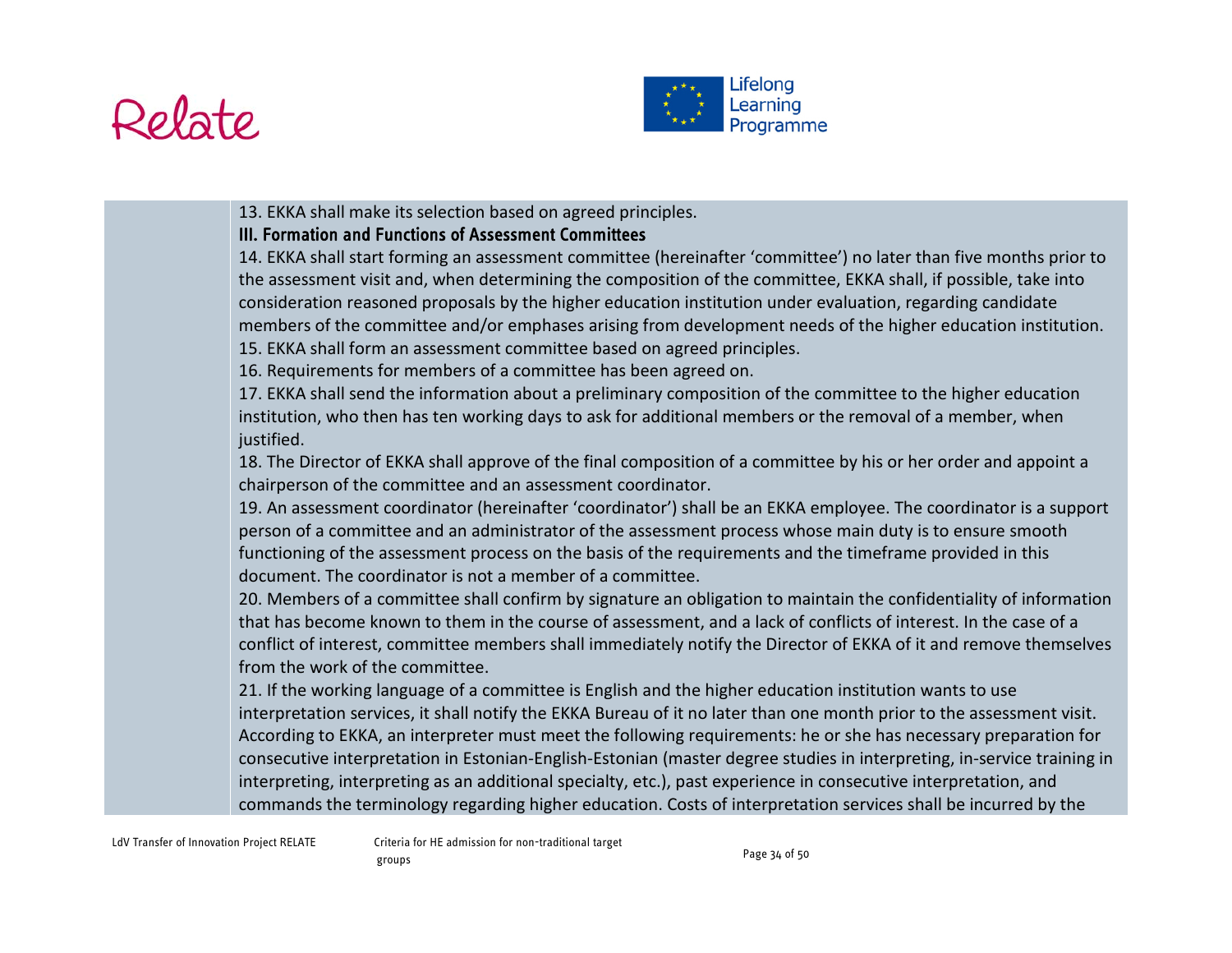13. EKKA shall make its selection based on agreed principles.

### III. Formation and Functions of Assessment Committees

14. EKKA shall start forming an assessment committee (hereinafter 'committee') no later than five months prior to the assessment visit and, when determining the composition of the committee, EKKA shall, if possible, take into consideration reasoned proposals by the higher education institution under evaluation, regarding candidate members of the committee and/or emphases arising from development needs of the higher education institution.

15. EKKA shall form an assessment committee based on agreed principles.

16. Requirements for members of a committee has been agreed on.

17. EKKA shall send the information about a preliminary composition of the committee to the higher education institution, who then has ten working days to ask for additional members or the removal of a member, when justified.

18. The Director of EKKA shall approve of the final composition of a committee by his or her order and appoint a chairperson of the committee and an assessment coordinator.

19. An assessment coordinator (hereinafter 'coordinator') shall be an EKKA employee. The coordinator is a support person of a committee and an administrator of the assessment process whose main duty is to ensure smooth functioning of the assessment process on the basis of the requirements and the timeframe provided in this document. The coordinator is not a member of a committee.

20. Members of a committee shall confirm by signature an obligation to maintain the confidentiality of information that has become known to them in the course of assessment, and a lack of conflicts of interest. In the case of a conflict of interest, committee members shall immediately notify the Director of EKKA of it and remove themselves from the work of the committee.

21. If the working language of a committee is English and the higher education institution wants to use interpretation services, it shall notify the EKKA Bureau of it no later than one month prior to the assessment visit. According to EKKA, an interpreter must meet the following requirements: he or she has necessary preparation for consecutive interpretation in Estonian-English-Estonian (master degree studies in interpreting, in-service training in interpreting, interpreting as an additional specialty, etc.), past experience in consecutive interpretation, and commands the terminology regarding higher education. Costs of interpretation services shall be incurred by the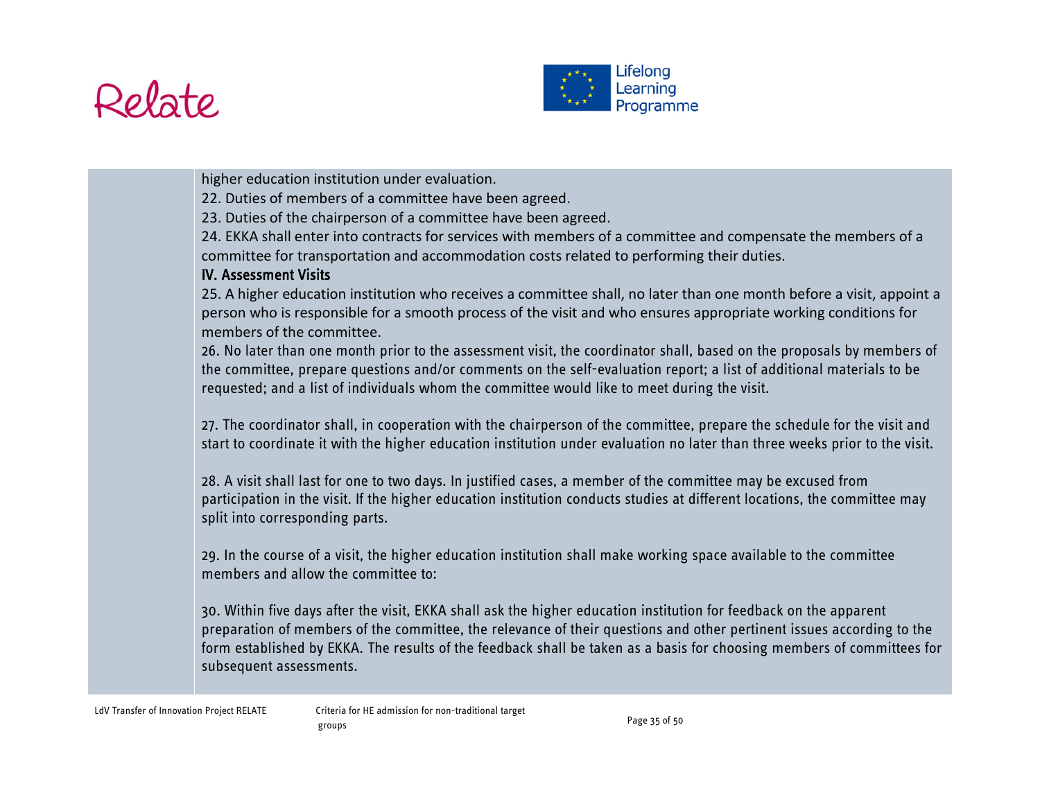higher education institution under evaluation.

22. Duties of members of a committee have been agreed.

23. Duties of the chairperson of a committee have been agreed.

24. EKKA shall enter into contracts for services with members of a committee and compensate the members of a committee for transportation and accommodation costs related to performing their duties.

**IV. Assessment Visits**

25. A higher education institution who receives a committee shall, no later than one month before a visit, appoint a person who is responsible for a smooth process of the visit and who ensures appropriate working conditions for members of the committee.

26. No later than one month prior to the assessment visit, the coordinator shall, based on the proposals by members of the committee, prepare questions and/or comments on the self-evaluation report; a list of additional materials to be requested; and a list of individuals whom the committee would like to meet during the visit.

27. The coordinator shall, in cooperation with the chairperson of the committee, prepare the schedule for the visit and start to coordinate it with the higher education institution under evaluation no later than three weeks prior to the visit.

28. A visit shall last for one to two days. In justified cases, a member of the committee may be excused from participation in the visit. If the higher education institution conducts studies at different locations, the committee may split into corresponding parts.

29. In the course of a visit, the higher education institution shall make working space available to the committee members and allow the committee to:

30. Within five days after the visit, EKKA shall ask the higher education institution for feedback on the apparent preparation of members of the committee, the relevance of their questions and other pertinent issues according to the form established by EKKA. The results of the feedback shall be taken as a basis for choosing members of committees for subsequent assessments.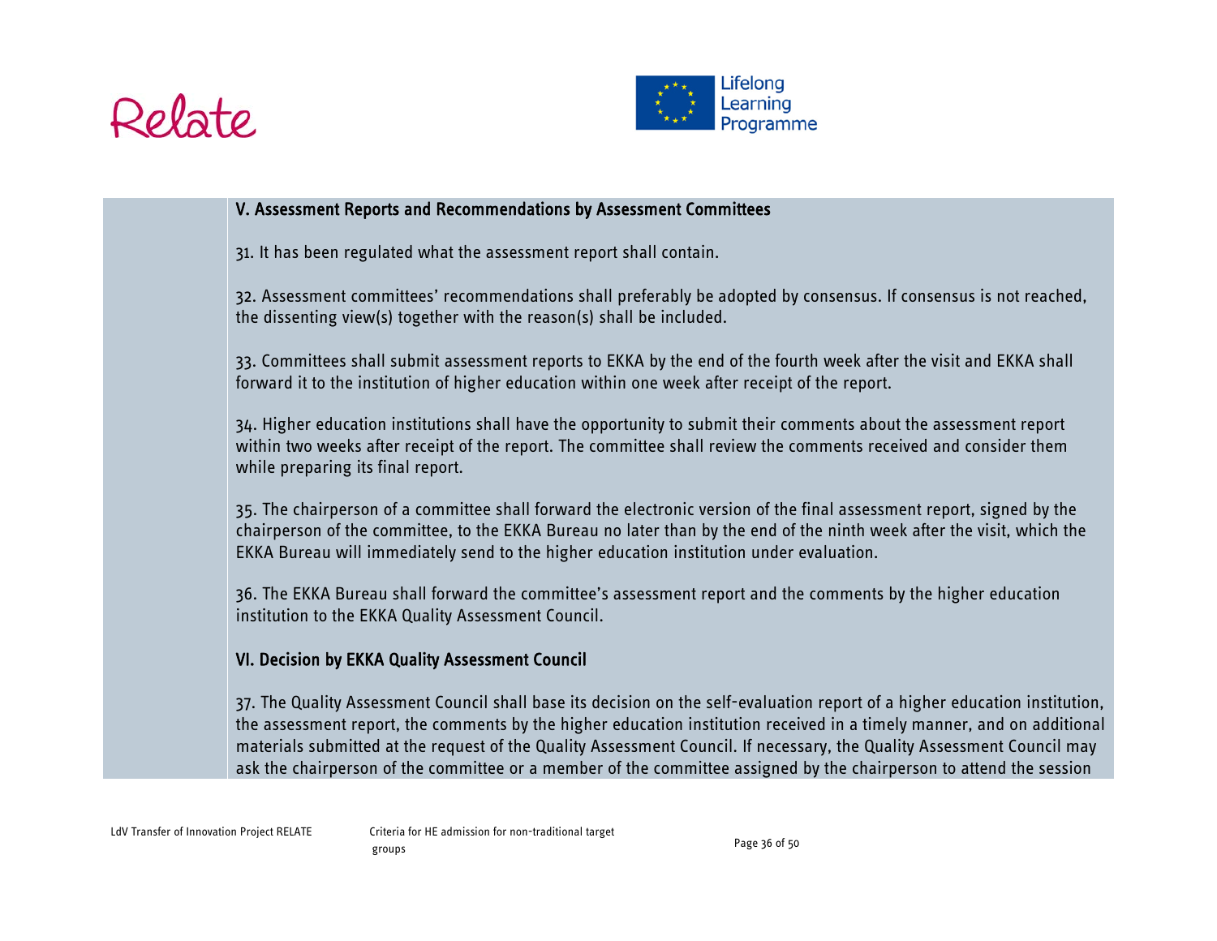### V. Assessment Reports and Recommendations by Assessment Committees

31. It has been regulated what the assessment report shall contain.

32. Assessment committees' recommendations shall preferably be adopted by consensus. If consensus is not reached, the dissenting view(s) together with the reason(s) shall be included.

33. Committees shall submit assessment reports to EKKA by the end of the fourth week after the visit and EKKA shall forward it to the institution of higher education within one week after receipt of the report.

34. Higher education institutions shall have the opportunity to submit their comments about the assessment report within two weeks after receipt of the report. The committee shall review the comments received and consider them while preparing its final report.

35. The chairperson of a committee shall forward the electronic version of the final assessment report, signed by the chairperson of the committee, to the EKKA Bureau no later than by the end of the ninth week after the visit, which the EKKA Bureau will immediately send to the higher education institution under evaluation.

36. The EKKA Bureau shall forward the committee's assessment report and the comments by the higher education institution to the EKKA Quality Assessment Council.

### VI. Decision by EKKA Quality Assessment Council

37. The Quality Assessment Council shall base its decision on the self-evaluation report of a higher education institution, the assessment report, the comments by the higher education institution received in a timely manner, and on additional materials submitted at the request of the Quality Assessment Council. If necessary, the Quality Assessment Council may ask the chairperson of the committee or a member of the committee assigned by the chairperson to attend the session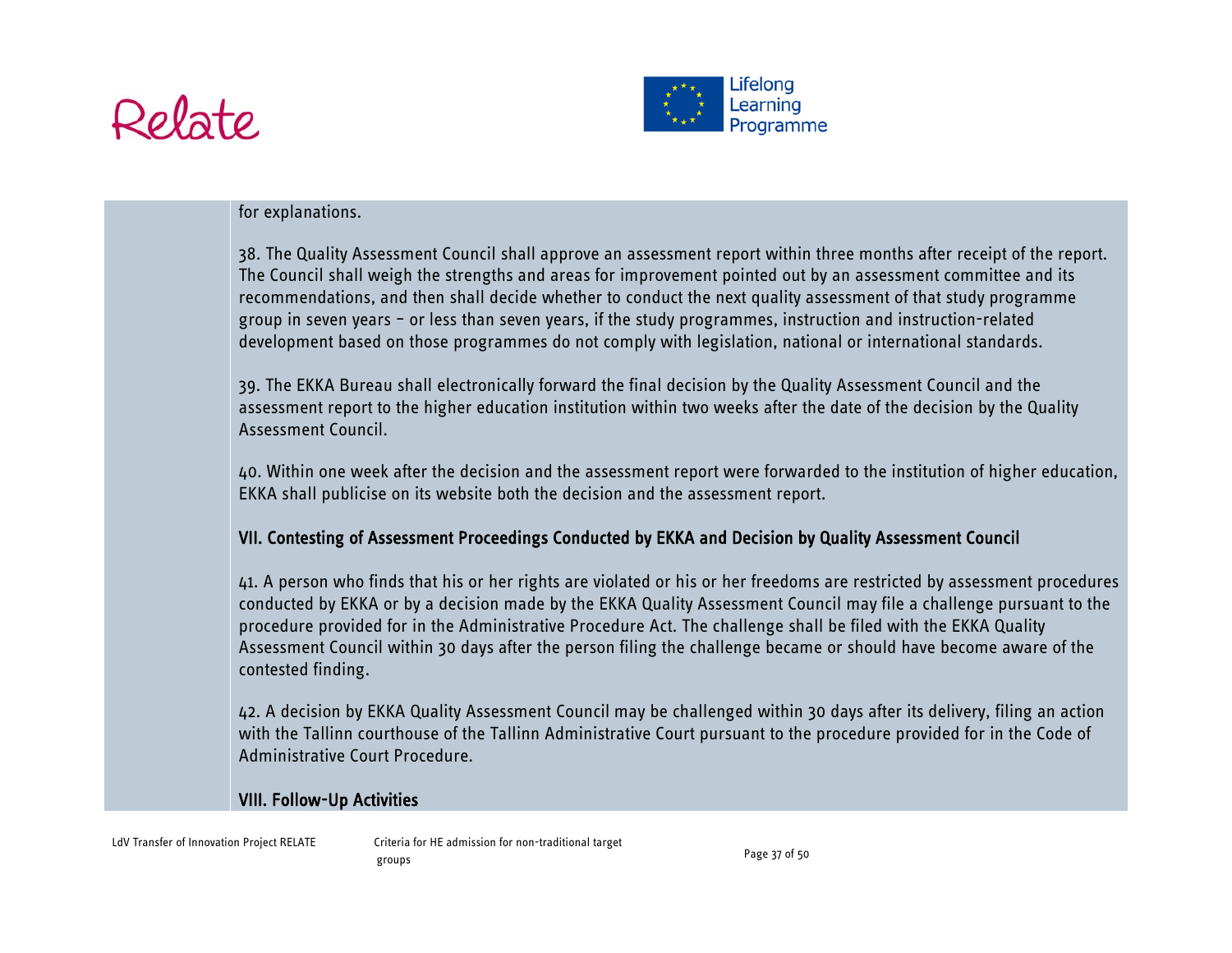for explanations.

38. The Quality Assessment Council shall approve an assessment report within three months after receipt of the report. The Council shall weigh the strengths and areas for improvement pointed out by an assessment committee and its recommendations, and then shall decide whether to conduct the next quality assessment of that study programme group in seven years – or less than seven years, if the study programmes, instruction and instruction-related development based on those programmes do not comply with legislation, national or international standards.

39. The EKKA Bureau shall electronically forward the final decision by the Quality Assessment Council and the assessment report to the higher education institution within two weeks after the date of the decision by the Quality Assessment Council.

40. Within one week after the decision and the assessment report were forwarded to the institution of higher education, EKKA shall publicise on its website both the decision and the assessment report.

**VII. Contesting of Assessment Proceedings Conducted by EKKA and Decision by Quality Assessment Council**

41. A person who finds that his or her rights are violated or his or her freedoms are restricted by assessment procedures conducted by EKKA or by a decision made by the EKKA Quality Assessment Council may file a challenge pursuant to the procedure provided for in the Administrative Procedure Act. The challenge shall be filed with the EKKA Quality Assessment Council within 30 days after the person filing the challenge became or should have become aware of the contested finding.

42. A decision by EKKA Quality Assessment Council may be challenged within 30 days after its delivery, filing an action with the Tallinn courthouse of the Tallinn Administrative Court pursuant to the procedure provided for in the Code of Administrative Court Procedure.

**VIII. Follow-Up Activities**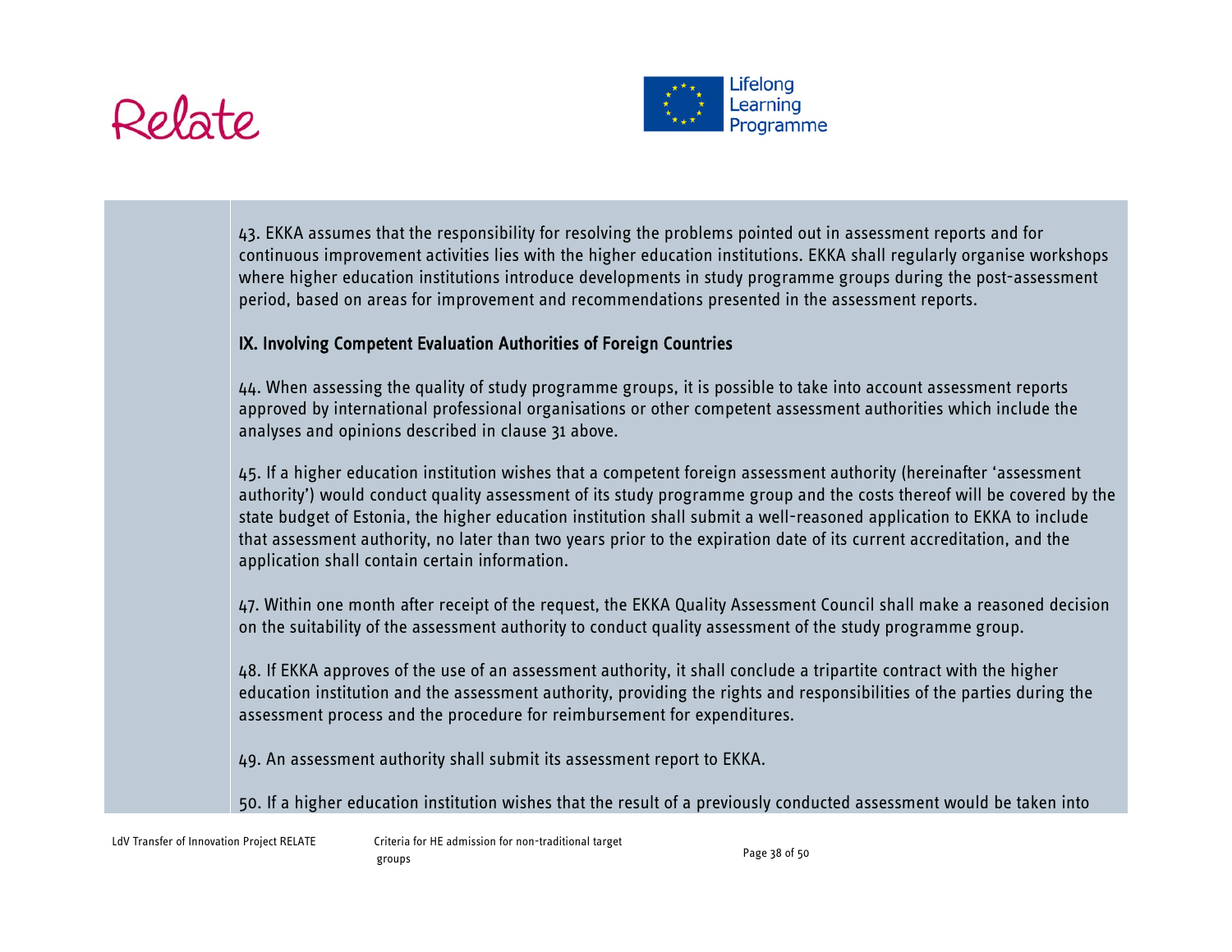43. EKKA assumes that the responsibility for resolving the problems pointed out in assessment reports and for continuous improvement activities lies with the higher education institutions. EKKA shall regularly organise workshops where higher education institutions introduce developments in study programme groups during the post-assessment period, based on areas for improvement and recommendations presented in the assessment reports.

**IX. Involving Competent Evaluation Authorities of Foreign Countries**

44. When assessing the quality of study programme groups, it is possible to take into account assessment reports approved by international professional organisations or other competent assessment authorities which include the analyses and opinions described in clause 31 above.

45. If a higher education institution wishes that a competent foreign assessment authority (hereinafter 'assessment authority') would conduct quality assessment of its study programme group and the costs thereof will be covered by the state budget of Estonia, the higher education institution shall submit a well-reasoned application to EKKA to include that assessment authority, no later than two years prior to the expiration date of its current accreditation, and the application shall contain certain information.

47. Within one month after receipt of the request, the EKKA Quality Assessment Council shall make a reasoned decision on the suitability of the assessment authority to conduct quality assessment of the study programme group.

48. If EKKA approves of the use of an assessment authority, it shall conclude a tripartite contract with the higher education institution and the assessment authority, providing the rights and responsibilities of the parties during the assessment process and the procedure for reimbursement for expenditures.

49. An assessment authority shall submit its assessment report to EKKA.

50. If a higher education institution wishes that the result of a previously conducted assessment would be taken into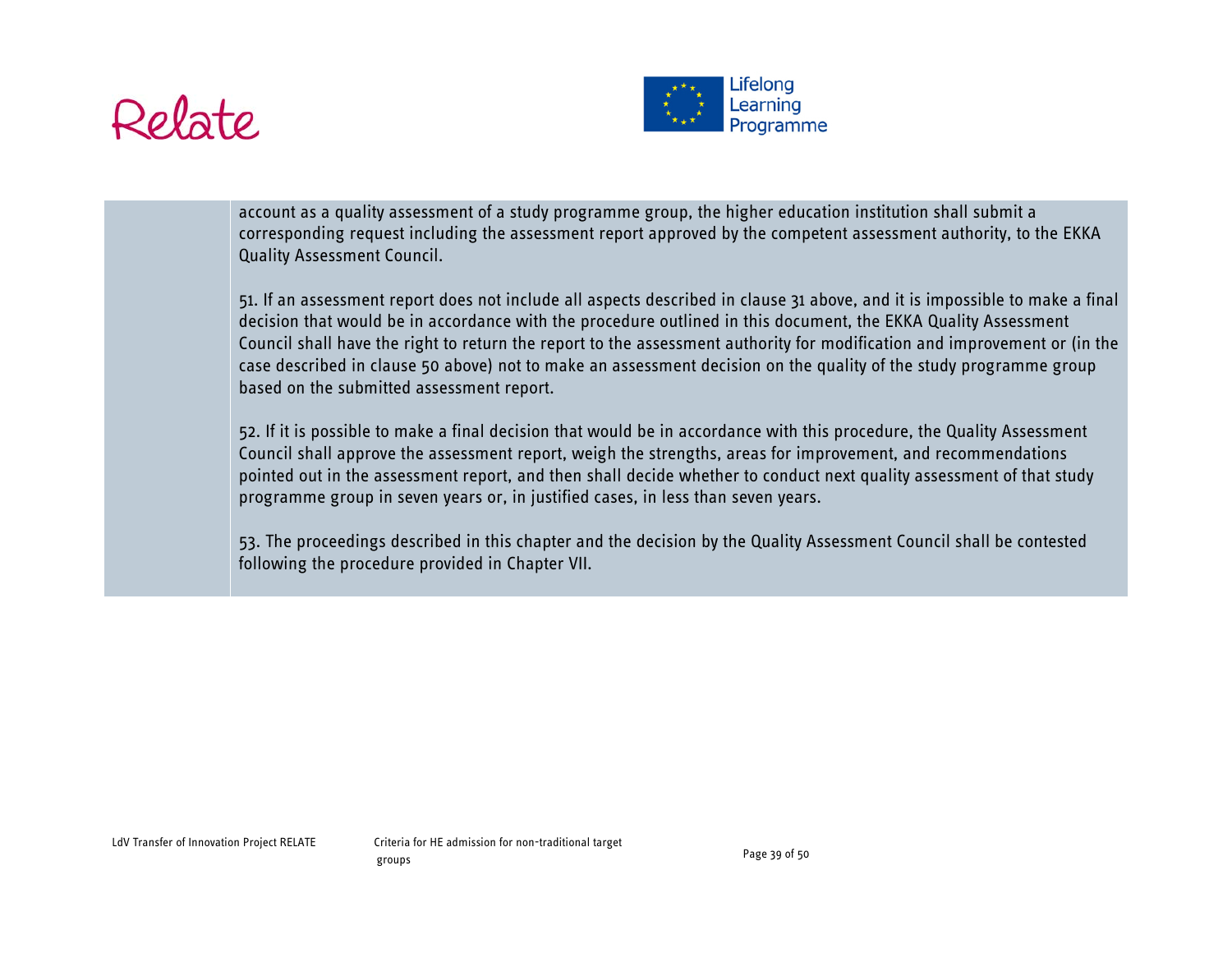| | account as a quality assessment of a study programme group, the higher education institution shall submit a corresponding request including the assessment report approved by the competent assessment authority, to the EKKA Quality Assessment Council.<br><br>51. If an assessment report does not include all aspects described in clause 31 above, and it is impossible to make a final decision that would be in accordance with the procedure outlined in this document, the EKKA Quality Assessment Council shall have the right to return the report to the assessment authority for modification and improvement or (in the case described in clause 50 above) not to make an assessment decision on the quality of the study programme group based on the submitted assessment report.<br><br>52. If it is possible to make a final decision that would be in accordance with this procedure, the Quality Assessment Council shall approve the assessment report, weigh the strengths, areas for improvement, and recommendations pointed out in the assessment report, and then shall decide whether to conduct next quality assessment of that study programme group in seven years or, in justified cases, in less than seven years.<br><br>53. The proceedings described in this chapter and the decision by the Quality Assessment Council shall be contested following the procedure provided in Chapter VII. |
|---|---|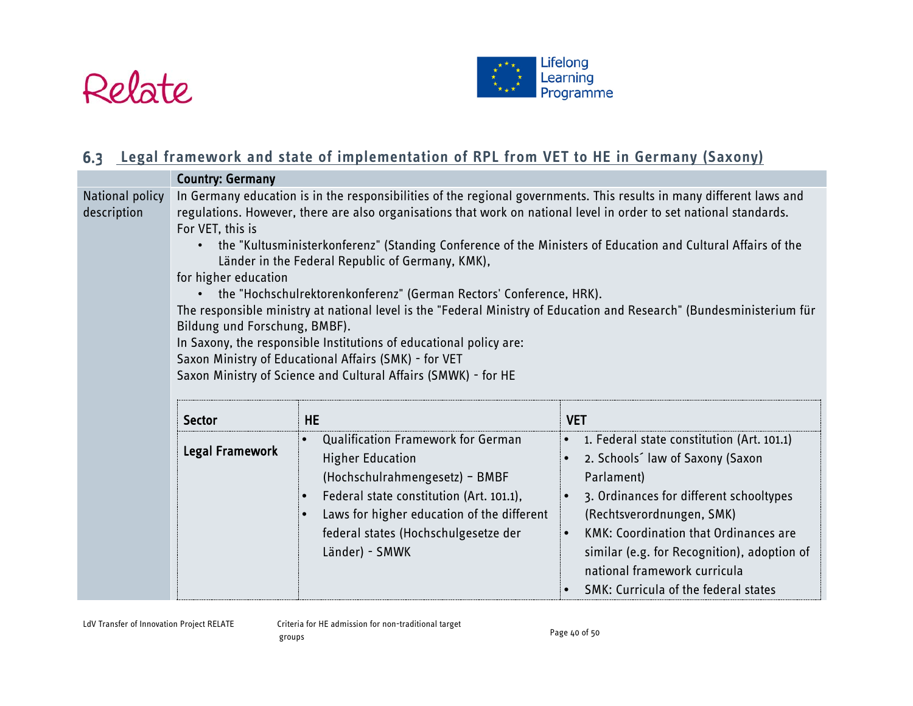## 6.3 Legal framework and state of implementation of RPL from VET to HE in Germany (Saxony)

| | Country: Germany |
|---|---|
| National policy description | In Germany education is in the responsibilities of the regional governments. This results in many different laws and regulations. However, there are also organisations that work on national level in order to set national standards.<br>For VET, this is<br>• the "Kultusministerkonferenz" (Standing Conference of the Ministers of Education and Cultural Affairs of the Länder in the Federal Republic of Germany, KMK),<br>for higher education<br>• the "Hochschulrektorenkonferenz" (German Rectors' Conference, HRK).<br>The responsible ministry at national level is the "Federal Ministry of Education and Research" (Bundesministerium für Bildung und Forschung, BMBF).<br>In Saxony, the responsible Institutions of educational policy are:<br>Saxon Ministry of Educational Affairs (SMK) - for VET<br>Saxon Ministry of Science and Cultural Affairs (SMWK) - for HE |

| Sector | HE | VET |
|---|---|---|
| **Legal Framework** | • Qualification Framework for German Higher Education (Hochschulrahmengesetz) – BMBF<br>• Federal state constitution (Art. 101.1),<br>• Laws for higher education of the different federal states (Hochschulgesetze der Länder) - SMWK | • 1. Federal state constitution (Art. 101.1)<br>• 2. Schools´ law of Saxony (Saxon Parlament)<br>• 3. Ordinances for different schooltypes (Rechtsverordnungen, SMK)<br>• KMK: Coordination that Ordinances are similar (e.g. for Recognition), adoption of national framework curricula<br>• SMK: Curricula of the federal states |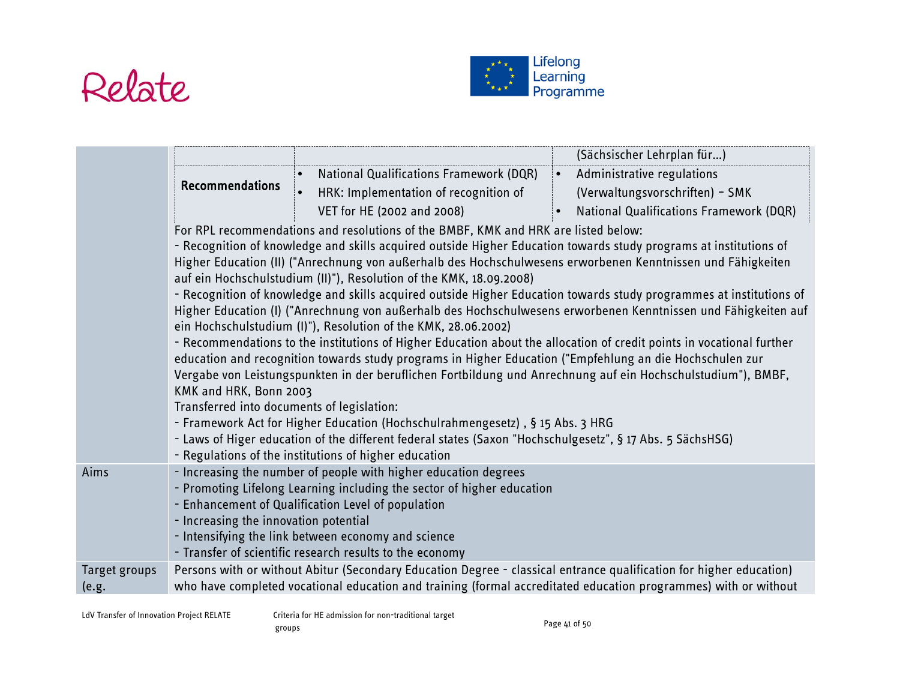| | | | |
|---|---|---|---|
| | | | (Sächsischer Lehrplan für...) |
| | **Recommendations** | • National Qualifications Framework (DQR)<br>• HRK: Implementation of recognition of VET for HE (2002 and 2008) | • Administrative regulations (Verwaltungsvorschriften) – SMK<br>• National Qualifications Framework (DQR) |
| | For RPL recommendations and resolutions of the BMBF, KMK and HRK are listed below:<br>- Recognition of knowledge and skills acquired outside Higher Education towards study programs at institutions of Higher Education (II) ("Anrechnung von außerhalb des Hochschulwesens erworbenen Kenntnissen und Fähigkeiten auf ein Hochschulstudium (II)"), Resolution of the KMK, 18.09.2008)<br>- Recognition of knowledge and skills acquired outside Higher Education towards study programmes at institutions of Higher Education (I) ("Anrechnung von außerhalb des Hochschulwesens erworbenen Kenntnissen und Fähigkeiten auf ein Hochschulstudium (I)"), Resolution of the KMK, 28.06.2002)<br>- Recommendations to the institutions of Higher Education about the allocation of credit points in vocational further education and recognition towards study programs in Higher Education ("Empfehlung an die Hochschulen zur Vergabe von Leistungspunkten in der beruflichen Fortbildung und Anrechnung auf ein Hochschulstudium"), BMBF, KMK and HRK, Bonn 2003<br>Transferred into documents of legislation:<br>- Framework Act for Higher Education (Hochschulrahmengesetz) , § 15 Abs. 3 HRG<br>- Laws of Higer education of the different federal states (Saxon "Hochschulgesetz", § 17 Abs. 5 SächsHSG)<br>- Regulations of the institutions of higher education | | |
| Aims | - Increasing the number of people with higher education degrees<br>- Promoting Lifelong Learning including the sector of higher education<br>- Enhancement of Qualification Level of population<br>- Increasing the innovation potential<br>- Intensifying the link between economy and science<br>- Transfer of scientific research results to the economy | | |
| Target groups (e.g. | Persons with or without Abitur (Secondary Education Degree - classical entrance qualification for higher education) who have completed vocational education and training (formal accreditated education programmes) with or without | | |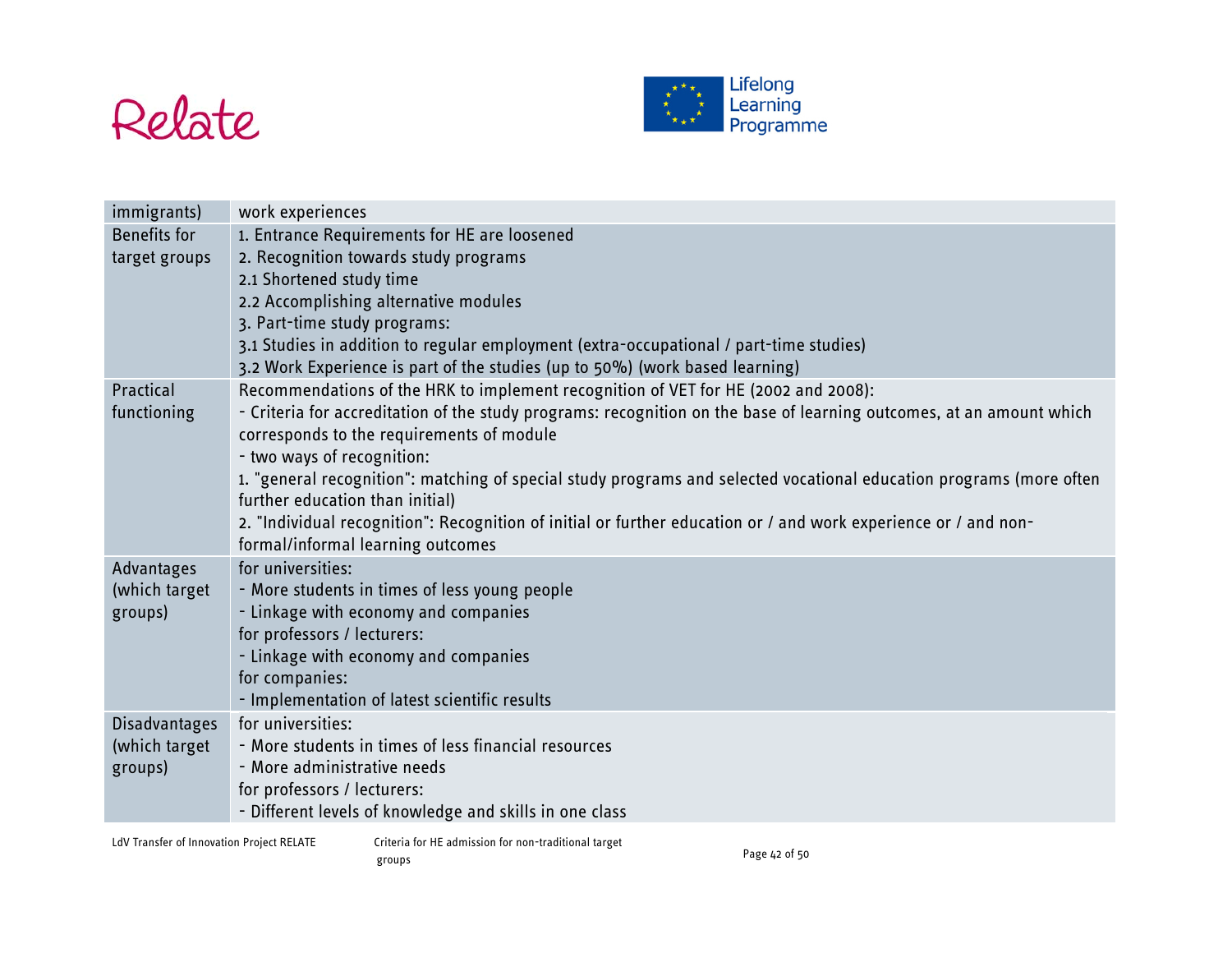| | |
|---|---|
| immigrants) | work experiences |
| Benefits for target groups | 1. Entrance Requirements for HE are loosened<br>2. Recognition towards study programs<br>2.1 Shortened study time<br>2.2 Accomplishing alternative modules<br>3. Part-time study programs:<br>3.1 Studies in addition to regular employment (extra-occupational / part-time studies)<br>3.2 Work Experience is part of the studies (up to 50%) (work based learning) |
| Practical functioning | Recommendations of the HRK to implement recognition of VET for HE (2002 and 2008):<br>- Criteria for accreditation of the study programs: recognition on the base of learning outcomes, at an amount which corresponds to the requirements of module<br>- two ways of recognition:<br>1. "general recognition": matching of special study programs and selected vocational education programs (more often further education than initial)<br>2. "Individual recognition": Recognition of initial or further education or / and work experience or / and non-formal/informal learning outcomes |
| Advantages (which target groups) | for universities:<br>- More students in times of less young people<br>- Linkage with economy and companies<br>for professors / lecturers:<br>- Linkage with economy and companies<br>for companies:<br>- Implementation of latest scientific results |
| Disadvantages (which target groups) | for universities:<br>- More students in times of less financial resources<br>- More administrative needs<br>for professors / lecturers:<br>- Different levels of knowledge and skills in one class |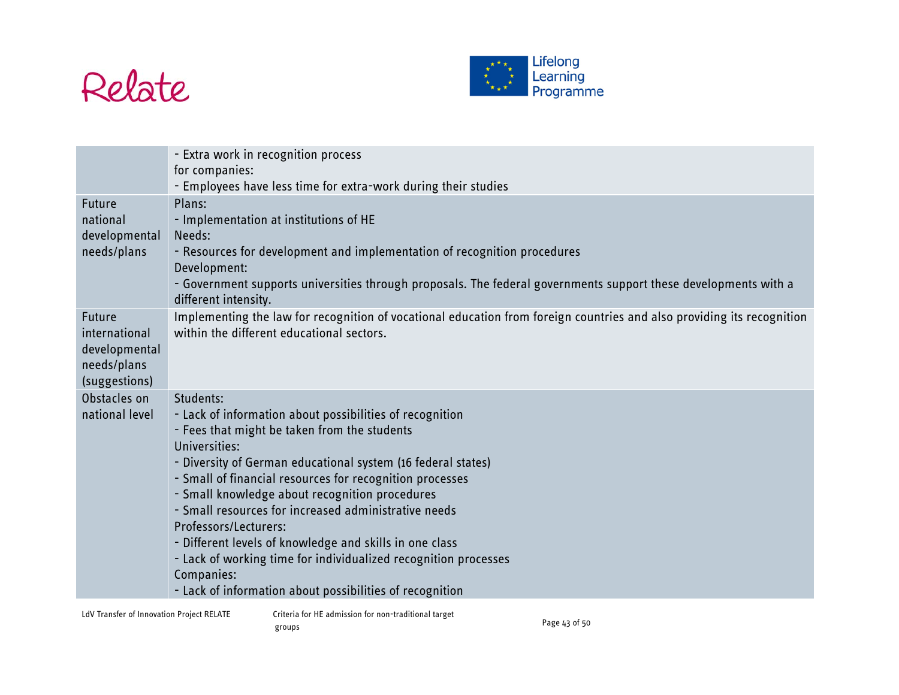| | |
|---|---|
| | - Extra work in recognition process<br>for companies:<br>- Employees have less time for extra-work during their studies |
| Future national developmental needs/plans | Plans:<br>- Implementation at institutions of HE<br>Needs:<br>- Resources for development and implementation of recognition procedures<br>Development:<br>- Government supports universities through proposals. The federal governments support these developments with a different intensity. |
| Future international developmental needs/plans (suggestions) | Implementing the law for recognition of vocational education from foreign countries and also providing its recognition within the different educational sectors. |
| Obstacles on national level | Students:<br>- Lack of information about possibilities of recognition<br>- Fees that might be taken from the students<br>Universities:<br>- Diversity of German educational system (16 federal states)<br>- Small of financial resources for recognition processes<br>- Small knowledge about recognition procedures<br>- Small resources for increased administrative needs<br>Professors/Lecturers:<br>- Different levels of knowledge and skills in one class<br>- Lack of working time for individualized recognition processes<br>Companies:<br>- Lack of information about possibilities of recognition |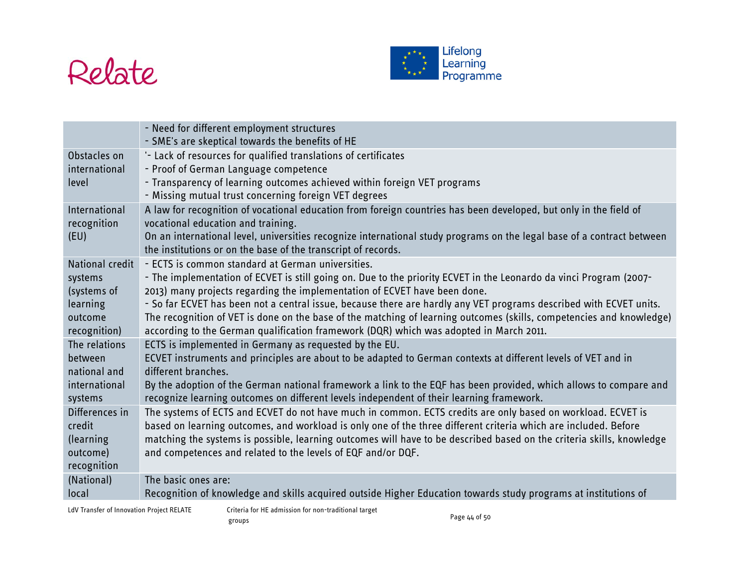| | |
|---|---|
| | - Need for different employment structures<br>- SME's are skeptical towards the benefits of HE |
| Obstacles on international level | '- Lack of resources for qualified translations of certificates<br>- Proof of German Language competence<br>- Transparency of learning outcomes achieved within foreign VET programs<br>- Missing mutual trust concerning foreign VET degrees |
| International recognition (EU) | A law for recognition of vocational education from foreign countries has been developed, but only in the field of vocational education and training.<br>On an international level, universities recognize international study programs on the legal base of a contract between the institutions or on the base of the transcript of records. |
| National credit systems (systems of learning outcome recognition) | - ECTS is common standard at German universities.<br>- The implementation of ECVET is still going on. Due to the priority ECVET in the Leonardo da vinci Program (2007-2013) many projects regarding the implementation of ECVET have been done.<br>- So far ECVET has been not a central issue, because there are hardly any VET programs described with ECVET units. The recognition of VET is done on the base of the matching of learning outcomes (skills, competencies and knowledge) according to the German qualification framework (DQR) which was adopted in March 2011. |
| The relations between national and international systems | ECTS is implemented in Germany as requested by the EU.<br>ECVET instruments and principles are about to be adapted to German contexts at different levels of VET and in different branches.<br>By the adoption of the German national framework a link to the EQF has been provided, which allows to compare and recognize learning outcomes on different levels independent of their learning framework. |
| Differences in credit (learning outcome) recognition | The systems of ECTS and ECVET do not have much in common. ECTS credits are only based on workload. ECVET is based on learning outcomes, and workload is only one of the three different criteria which are included. Before matching the systems is possible, learning outcomes will have to be described based on the criteria skills, knowledge and competences and related to the levels of EQF and/or DQF. |
| (National) local | The basic ones are:<br>Recognition of knowledge and skills acquired outside Higher Education towards study programs at institutions of |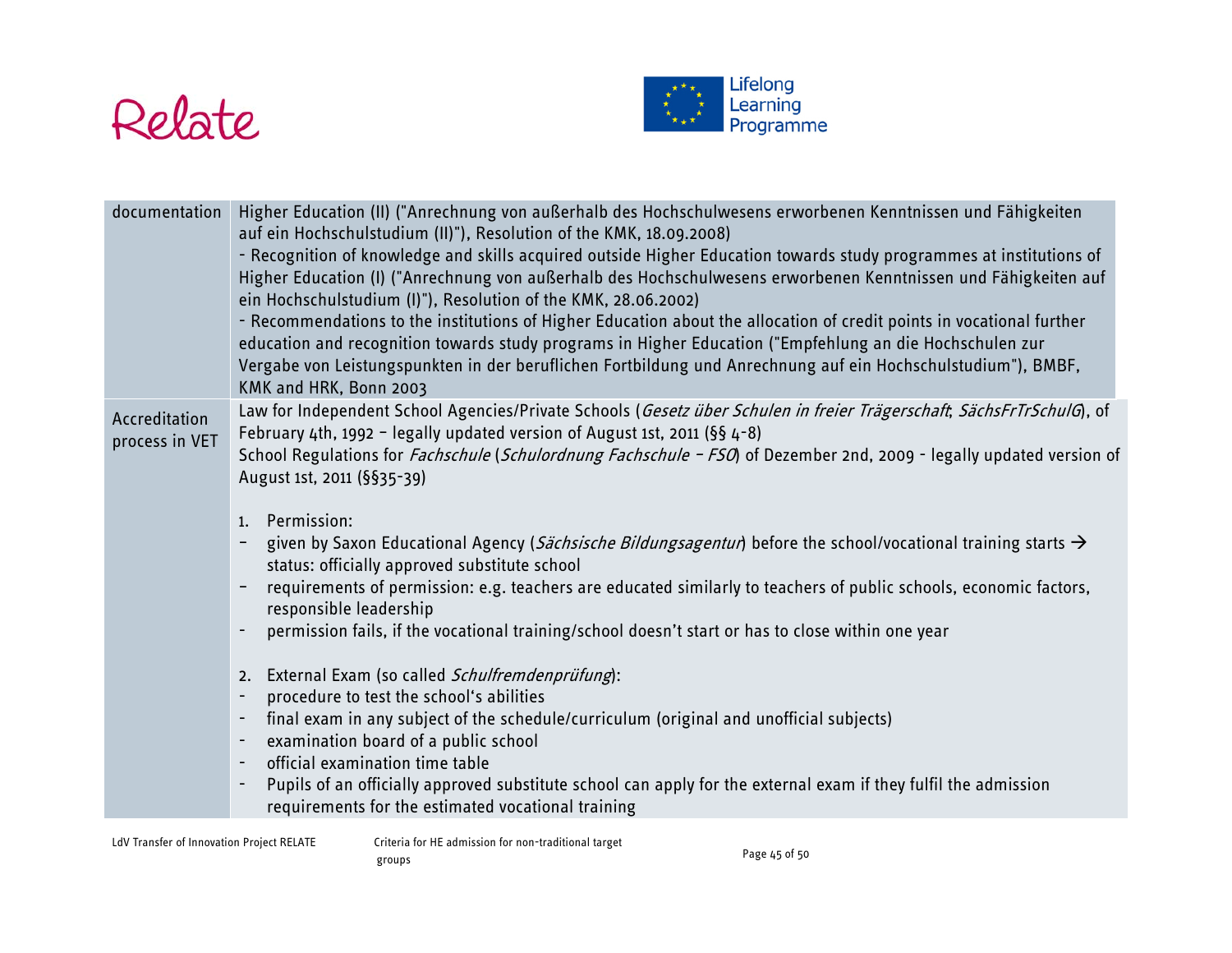| | |
|---|---|
| documentation | Higher Education (II) ("Anrechnung von außerhalb des Hochschulwesens erworbenen Kenntnissen und Fähigkeiten auf ein Hochschulstudium (II)"), Resolution of the KMK, 18.09.2008)<br>- Recognition of knowledge and skills acquired outside Higher Education towards study programmes at institutions of Higher Education (I) ("Anrechnung von außerhalb des Hochschulwesens erworbenen Kenntnissen und Fähigkeiten auf ein Hochschulstudium (I)"), Resolution of the KMK, 28.06.2002)<br>- Recommendations to the institutions of Higher Education about the allocation of credit points in vocational further education and recognition towards study programs in Higher Education ("Empfehlung an die Hochschulen zur Vergabe von Leistungspunkten in der beruflichen Fortbildung und Anrechnung auf ein Hochschulstudium"), BMBF, KMK and HRK, Bonn 2003 |
| Accreditation process in VET | Law for Independent School Agencies/Private Schools (*Gesetz über Schulen in freier Trägerschaft*; *SächsFrTrSchulG*), of February 4th, 1992 – legally updated version of August 1st, 2011 (§§ 4-8)<br>School Regulations for *Fachschule* (*Schulordnung Fachschule – FSO*) of Dezember 2nd, 2009 - legally updated version of August 1st, 2011 (§§35-39)<br><br>1. Permission:<br>- given by Saxon Educational Agency (*Sächsische Bildungsagentur*) before the school/vocational training starts → status: officially approved substitute school<br>- requirements of permission: e.g. teachers are educated similarly to teachers of public schools, economic factors, responsible leadership<br>- permission fails, if the vocational training/school doesn't start or has to close within one year<br><br>2. External Exam (so called *Schulfremdenprüfung*):<br>- procedure to test the school's abilities<br>- final exam in any subject of the schedule/curriculum (original and unofficial subjects)<br>- examination board of a public school<br>- official examination time table<br>- Pupils of an officially approved substitute school can apply for the external exam if they fulfil the admission requirements for the estimated vocational training |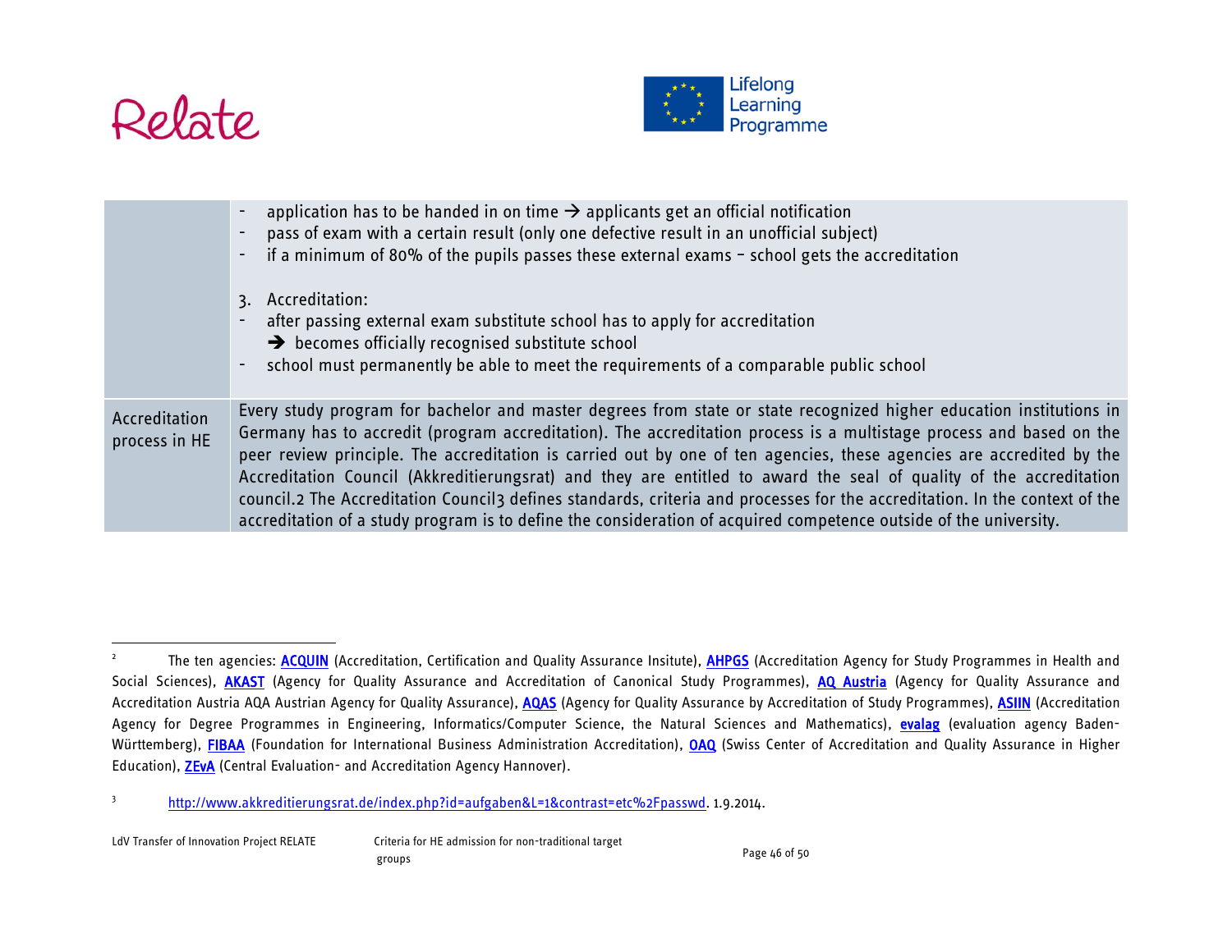| | |
|---|---|
| | - application has to be handed in on time → applicants get an official notification<br>- pass of exam with a certain result (only one defective result in an unofficial subject)<br>- if a minimum of 80% of the pupils passes these external exams – school gets the accreditation<br><br>3. Accreditation:<br>- after passing external exam substitute school has to apply for accreditation<br>→ becomes officially recognised substitute school<br>- school must permanently be able to meet the requirements of a comparable public school |
| Accreditation process in HE | Every study program for bachelor and master degrees from state or state recognized higher education institutions in Germany has to accredit (program accreditation). The accreditation process is a multistage process and based on the peer review principle. The accreditation is carried out by one of ten agencies, these agencies are accredited by the Accreditation Council (Akkreditierungsrat) and they are entitled to award the seal of quality of the accreditation council.[2] The Accreditation Council[3] defines standards, criteria and processes for the accreditation. In the context of the accreditation of a study program is to define the consideration of acquired competence outside of the university. |

---

[2] The ten agencies: ACQUIN (Accreditation, Certification and Quality Assurance Insitute), AHPGS (Accreditation Agency for Study Programmes in Health and Social Sciences), AKAST (Agency for Quality Assurance and Accreditation of Canonical Study Programmes), AQ Austria (Agency for Quality Assurance and Accreditation Austria AQA Austrian Agency for Quality Assurance), AQAS (Agency for Quality Assurance by Accreditation of Study Programmes), ASIIN (Accreditation Agency for Degree Programmes in Engineering, Informatics/Computer Science, the Natural Sciences and Mathematics), evalag (evaluation agency Baden-Württemberg), FIBAA (Foundation for International Business Administration Accreditation), OAQ (Swiss Center of Accreditation and Quality Assurance in Higher Education), ZEvA (Central Evaluation- and Accreditation Agency Hannover).

[3] http://www.akkreditierungsrat.de/index.php?id=aufgaben&L=1&contrast=etc%2Fpasswd. 1.9.2014.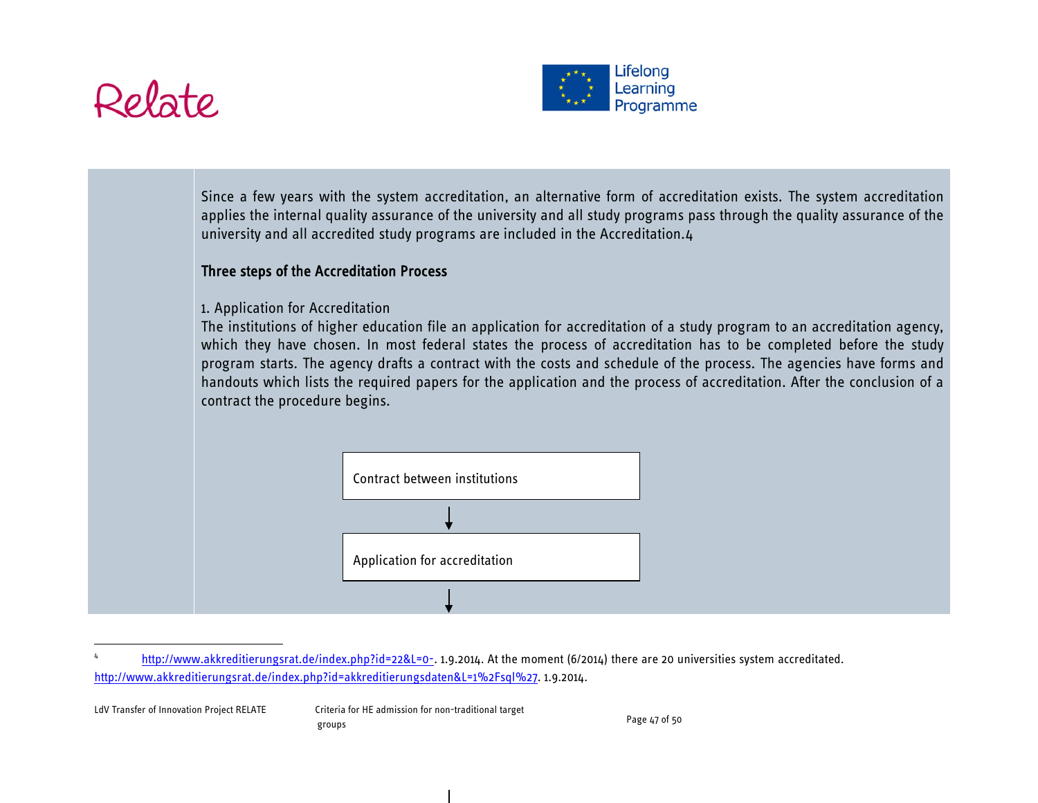Since a few years with the system accreditation, an alternative form of accreditation exists. The system accreditation applies the internal quality assurance of the university and all study programs pass through the quality assurance of the university and all accredited study programs are included in the Accreditation.[4]

**Three steps of the Accreditation Process**

1. Application for Accreditation

The institutions of higher education file an application for accreditation of a study program to an accreditation agency, which they have chosen. In most federal states the process of accreditation has to be completed before the study program starts. The agency drafts a contract with the costs and schedule of the process. The agencies have forms and handouts which lists the required papers for the application and the process of accreditation. After the conclusion of a contract the procedure begins.

Contract between institutions

↓

Application for accreditation

↓

---

[4] http://www.akkreditierungsrat.de/index.php?id=22&L=0-. 1.9.2014. At the moment (6/2014) there are 20 universities system accreditated. http://www.akkreditierungsrat.de/index.php?id=akkreditierungsdaten&L=1%2Fsql%27. 1.9.2014.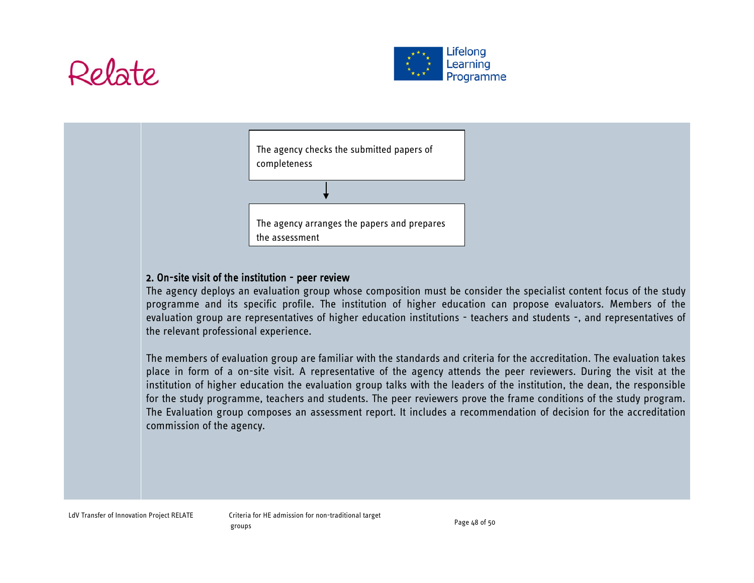The agency checks the submitted papers of completeness

↓

The agency arranges the papers and prepares the assessment

**2. On-site visit of the institution - peer review**

The agency deploys an evaluation group whose composition must be consider the specialist content focus of the study programme and its specific profile. The institution of higher education can propose evaluators. Members of the evaluation group are representatives of higher education institutions - teachers and students -, and representatives of the relevant professional experience.

The members of evaluation group are familiar with the standards and criteria for the accreditation. The evaluation takes place in form of a on-site visit. A representative of the agency attends the peer reviewers. During the visit at the institution of higher education the evaluation group talks with the leaders of the institution, the dean, the responsible for the study programme, teachers and students. The peer reviewers prove the frame conditions of the study program. The Evaluation group composes an assessment report. It includes a recommendation of decision for the accreditation commission of the agency.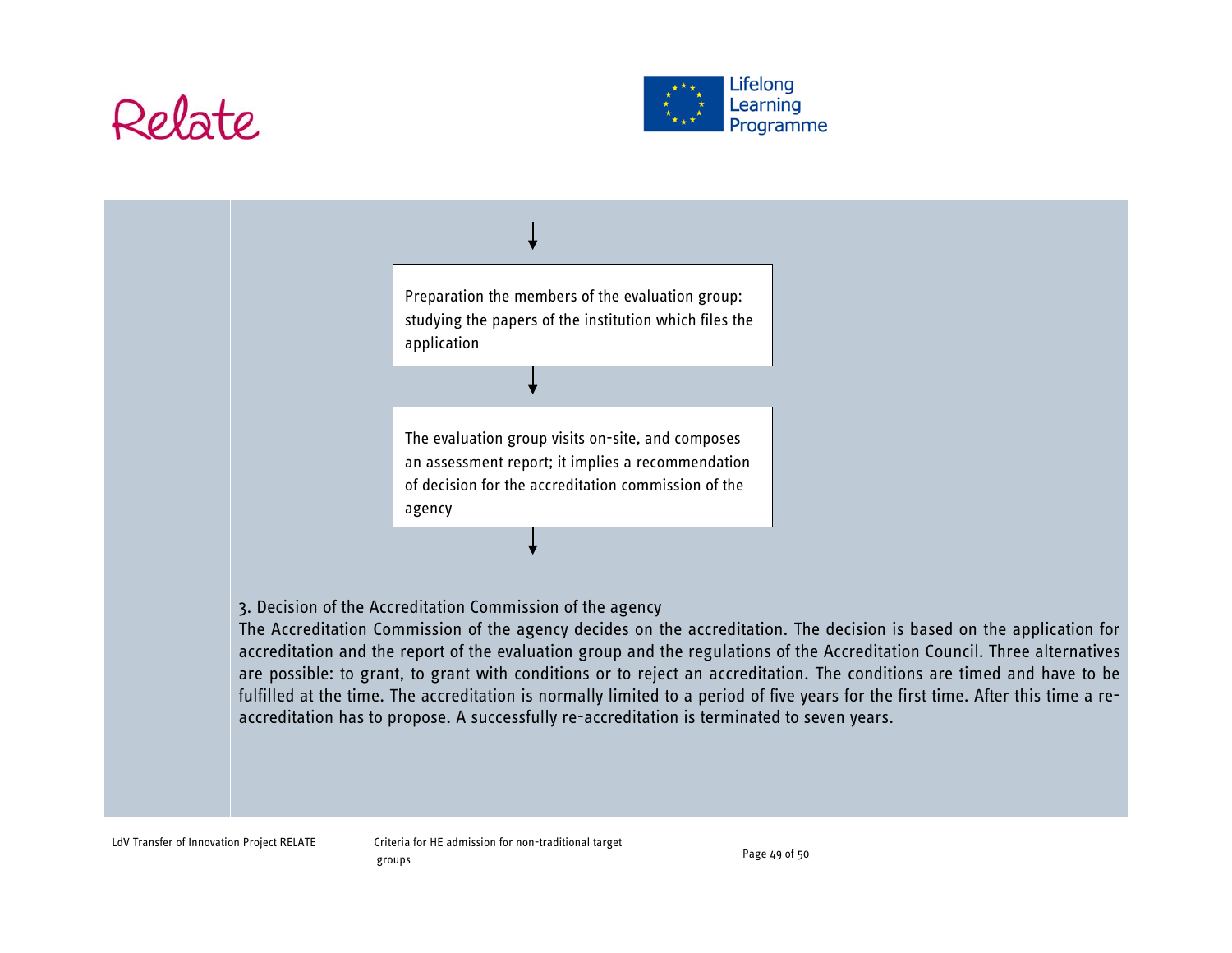↓

Preparation the members of the evaluation group: studying the papers of the institution which files the application

↓

The evaluation group visits on-site, and composes an assessment report; it implies a recommendation of decision for the accreditation commission of the agency

↓

3. Decision of the Accreditation Commission of the agency

The Accreditation Commission of the agency decides on the accreditation. The decision is based on the application for accreditation and the report of the evaluation group and the regulations of the Accreditation Council. Three alternatives are possible: to grant, to grant with conditions or to reject an accreditation. The conditions are timed and have to be fulfilled at the time. The accreditation is normally limited to a period of five years for the first time. After this time a re-accreditation has to propose. A successfully re-accreditation is terminated to seven years.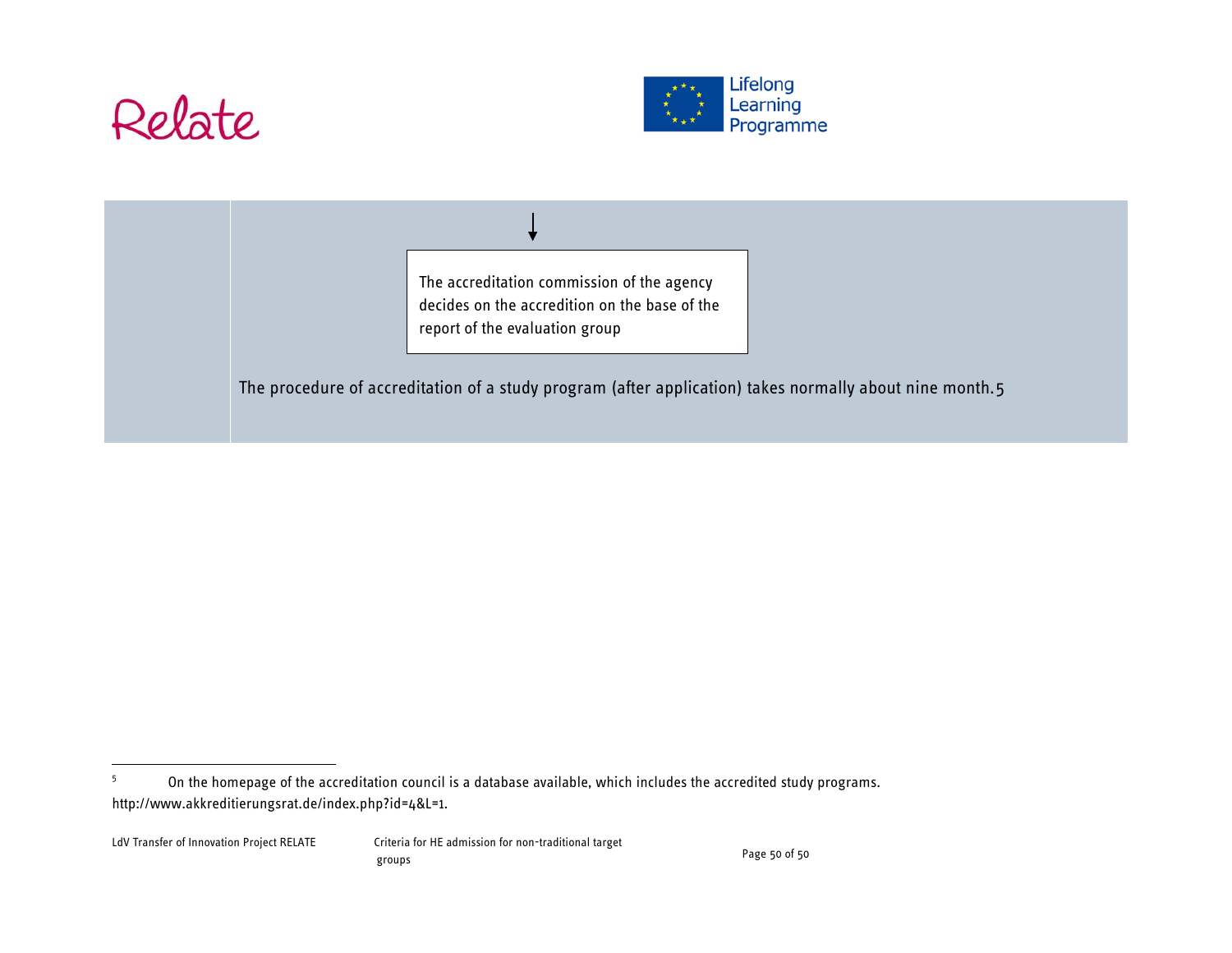↓

The accreditation commission of the agency decides on the accredition on the base of the report of the evaluation group

The procedure of accreditation of a study program (after application) takes normally about nine month.[5]

[5] On the homepage of the accreditation council is a database available, which includes the accredited study programs. http://www.akkreditierungsrat.de/index.php?id=4&L=1.